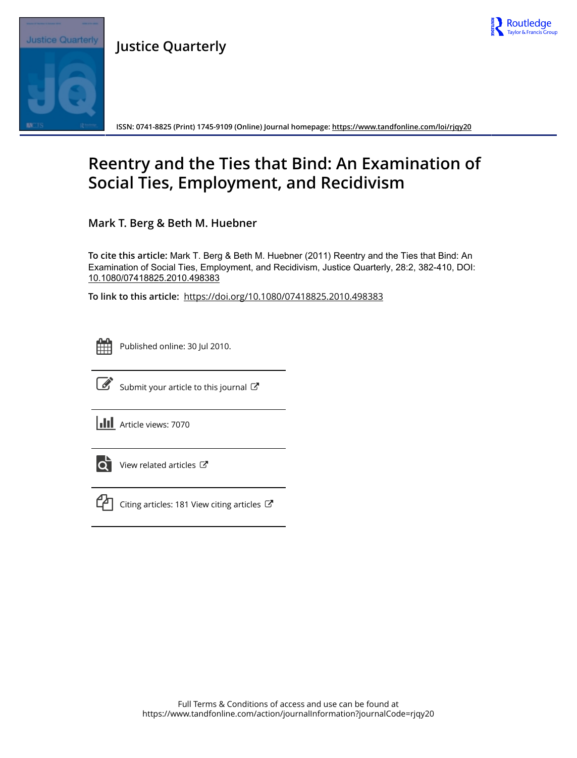**Justice Quarterly**

ISSN: 0741-8825 (Print) 1745-9109 (Online) Journal homepage: https://www.tandfonline.com/loi/rjqy20

# Reentry and the Ties that Bind: An Examination of Social Ties, Employment, and Recidivism

**Mark T. Berg & Beth M. Huebner**

**To cite this article:** Mark T. Berg & Beth M. Huebner (2011) Reentry and the Ties that Bind: An Examination of Social Ties, Employment, and Recidivism, Justice Quarterly, 28:2, 382-410, DOI: 10.1080/07418825.2010.498383

**To link to this article:** https://doi.org/10.1080/07418825.2010.498383

Published online: 30 Jul 2010.

Submit your article to this journal

Article views: 7070

View related articles

Citing articles: 181 View citing articles

Full Terms & Conditions of access and use can be found at
https://www.tandfonline.com/action/journalInformation?journalCode=rjqy20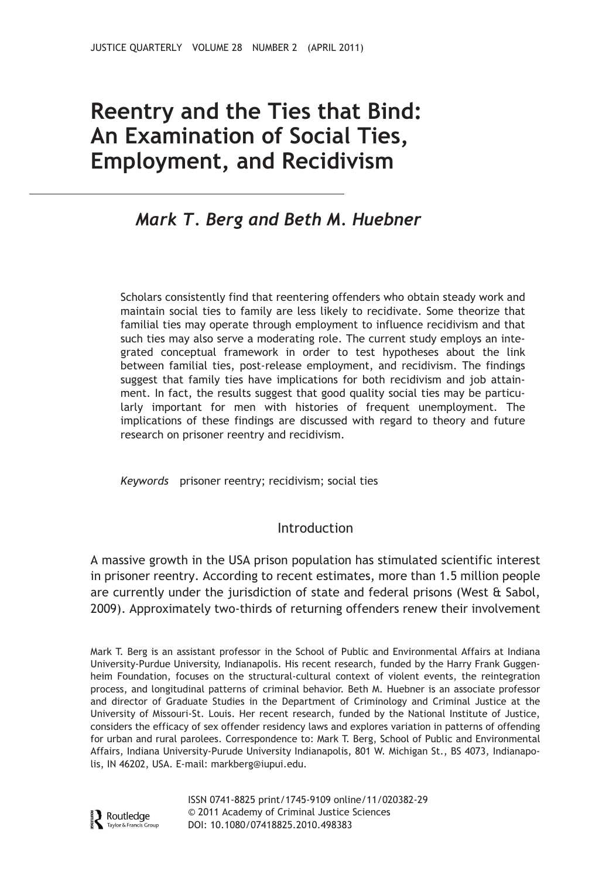# Reentry and the Ties that Bind: An Examination of Social Ties, Employment, and Recidivism

*Mark T. Berg and Beth M. Huebner*

Scholars consistently find that reentering offenders who obtain steady work and maintain social ties to family are less likely to recidivate. Some theorize that familial ties may operate through employment to influence recidivism and that such ties may also serve a moderating role. The current study employs an integrated conceptual framework in order to test hypotheses about the link between familial ties, post-release employment, and recidivism. The findings suggest that family ties have implications for both recidivism and job attainment. In fact, the results suggest that good quality social ties may be particularly important for men with histories of frequent unemployment. The implications of these findings are discussed with regard to theory and future research on prisoner reentry and recidivism.

*Keywords* prisoner reentry; recidivism; social ties

## Introduction

A massive growth in the USA prison population has stimulated scientific interest in prisoner reentry. According to recent estimates, more than 1.5 million people are currently under the jurisdiction of state and federal prisons (West & Sabol, 2009). Approximately two-thirds of returning offenders renew their involvement

Mark T. Berg is an assistant professor in the School of Public and Environmental Affairs at Indiana University-Purdue University, Indianapolis. His recent research, funded by the Harry Frank Guggenheim Foundation, focuses on the structural-cultural context of violent events, the reintegration process, and longitudinal patterns of criminal behavior. Beth M. Huebner is an associate professor and director of Graduate Studies in the Department of Criminology and Criminal Justice at the University of Missouri-St. Louis. Her recent research, funded by the National Institute of Justice, considers the efficacy of sex offender residency laws and explores variation in patterns of offending for urban and rural parolees. Correspondence to: Mark T. Berg, School of Public and Environmental Affairs, Indiana University-Purude University Indianapolis, 801 W. Michigan St., BS 4073, Indianapolis, IN 46202, USA. E-mail: markberg@iupui.edu.

ISSN 0741-8825 print/1745-9109 online/11/020382-29
© 2011 Academy of Criminal Justice Sciences
DOI: 10.1080/07418825.2010.498383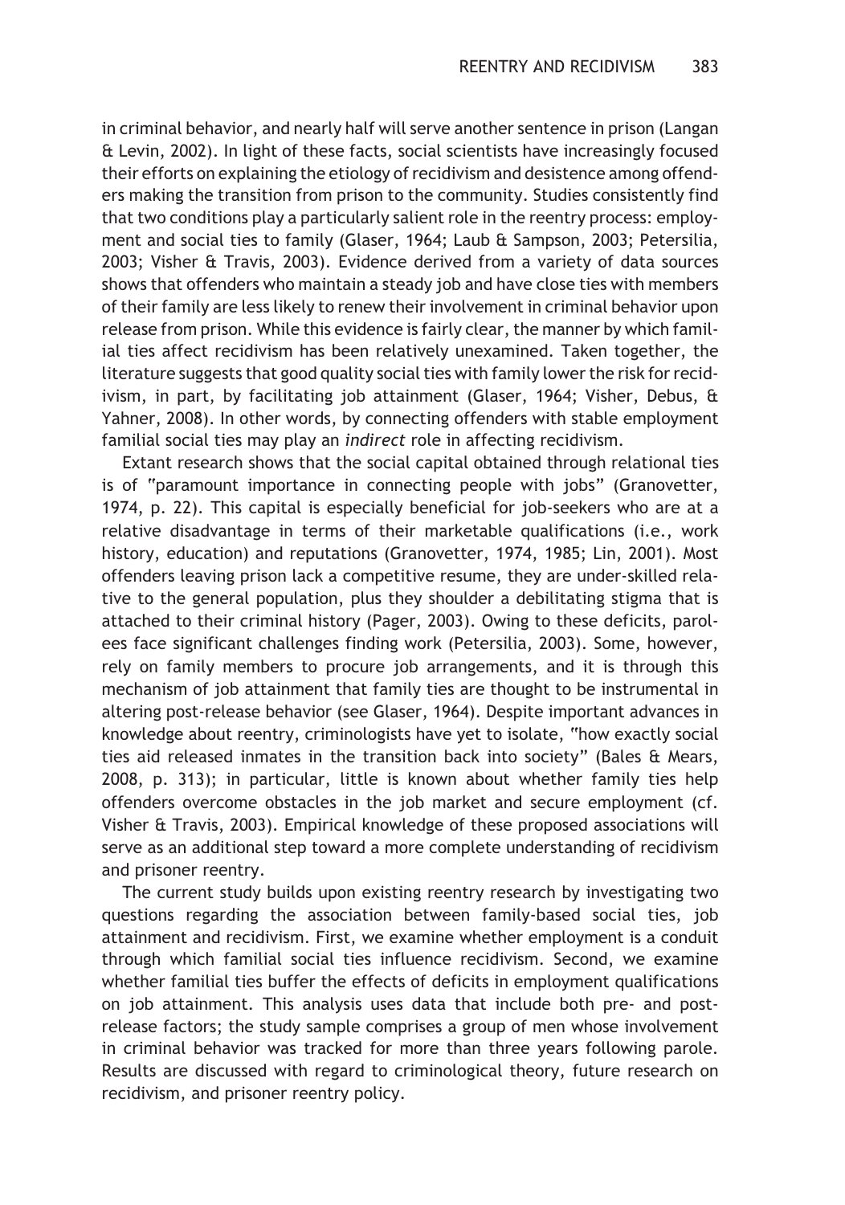in criminal behavior, and nearly half will serve another sentence in prison (Langan & Levin, 2002). In light of these facts, social scientists have increasingly focused their efforts on explaining the etiology of recidivism and desistence among offenders making the transition from prison to the community. Studies consistently find that two conditions play a particularly salient role in the reentry process: employment and social ties to family (Glaser, 1964; Laub & Sampson, 2003; Petersilia, 2003; Visher & Travis, 2003). Evidence derived from a variety of data sources shows that offenders who maintain a steady job and have close ties with members of their family are less likely to renew their involvement in criminal behavior upon release from prison. While this evidence is fairly clear, the manner by which familial ties affect recidivism has been relatively unexamined. Taken together, the literature suggests that good quality social ties with family lower the risk for recidivism, in part, by facilitating job attainment (Glaser, 1964; Visher, Debus, & Yahner, 2008). In other words, by connecting offenders with stable employment familial social ties may play an *indirect* role in affecting recidivism.

Extant research shows that the social capital obtained through relational ties is of "paramount importance in connecting people with jobs" (Granovetter, 1974, p. 22). This capital is especially beneficial for job-seekers who are at a relative disadvantage in terms of their marketable qualifications (i.e., work history, education) and reputations (Granovetter, 1974, 1985; Lin, 2001). Most offenders leaving prison lack a competitive resume, they are under-skilled relative to the general population, plus they shoulder a debilitating stigma that is attached to their criminal history (Pager, 2003). Owing to these deficits, parolees face significant challenges finding work (Petersilia, 2003). Some, however, rely on family members to procure job arrangements, and it is through this mechanism of job attainment that family ties are thought to be instrumental in altering post-release behavior (see Glaser, 1964). Despite important advances in knowledge about reentry, criminologists have yet to isolate, "how exactly social ties aid released inmates in the transition back into society" (Bales & Mears, 2008, p. 313); in particular, little is known about whether family ties help offenders overcome obstacles in the job market and secure employment (cf. Visher & Travis, 2003). Empirical knowledge of these proposed associations will serve as an additional step toward a more complete understanding of recidivism and prisoner reentry.

The current study builds upon existing reentry research by investigating two questions regarding the association between family-based social ties, job attainment and recidivism. First, we examine whether employment is a conduit through which familial social ties influence recidivism. Second, we examine whether familial ties buffer the effects of deficits in employment qualifications on job attainment. This analysis uses data that include both pre- and post-release factors; the study sample comprises a group of men whose involvement in criminal behavior was tracked for more than three years following parole. Results are discussed with regard to criminological theory, future research on recidivism, and prisoner reentry policy.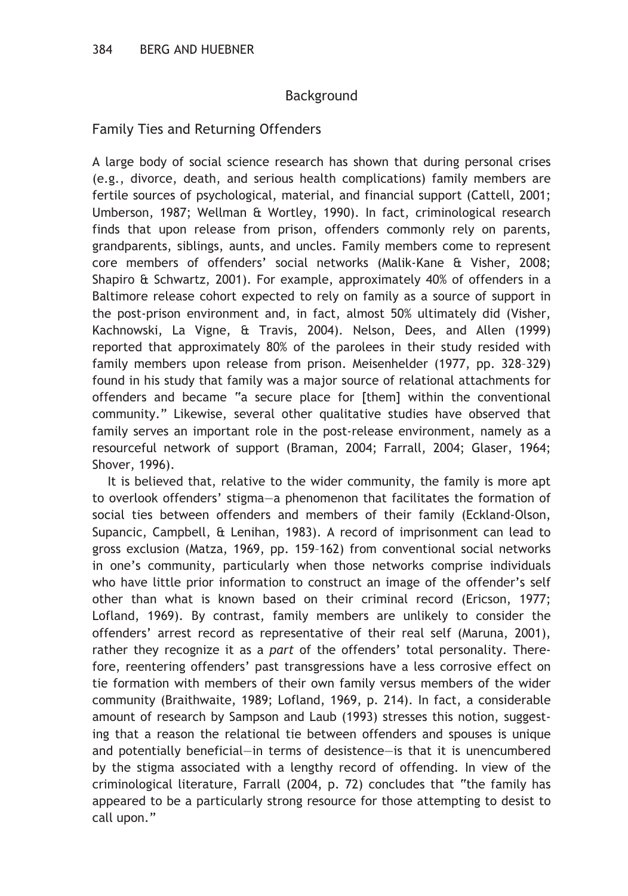## Background

### Family Ties and Returning Offenders

A large body of social science research has shown that during personal crises (e.g., divorce, death, and serious health complications) family members are fertile sources of psychological, material, and financial support (Cattell, 2001; Umberson, 1987; Wellman & Wortley, 1990). In fact, criminological research finds that upon release from prison, offenders commonly rely on parents, grandparents, siblings, aunts, and uncles. Family members come to represent core members of offenders' social networks (Malik-Kane & Visher, 2008; Shapiro & Schwartz, 2001). For example, approximately 40% of offenders in a Baltimore release cohort expected to rely on family as a source of support in the post-prison environment and, in fact, almost 50% ultimately did (Visher, Kachnowski, La Vigne, & Travis, 2004). Nelson, Dees, and Allen (1999) reported that approximately 80% of the parolees in their study resided with family members upon release from prison. Meisenhelder (1977, pp. 328–329) found in his study that family was a major source of relational attachments for offenders and became "a secure place for [them] within the conventional community." Likewise, several other qualitative studies have observed that family serves an important role in the post-release environment, namely as a resourceful network of support (Braman, 2004; Farrall, 2004; Glaser, 1964; Shover, 1996).

It is believed that, relative to the wider community, the family is more apt to overlook offenders' stigma—a phenomenon that facilitates the formation of social ties between offenders and members of their family (Eckland-Olson, Supancic, Campbell, & Lenihan, 1983). A record of imprisonment can lead to gross exclusion (Matza, 1969, pp. 159–162) from conventional social networks in one's community, particularly when those networks comprise individuals who have little prior information to construct an image of the offender's self other than what is known based on their criminal record (Ericson, 1977; Lofland, 1969). By contrast, family members are unlikely to consider the offenders' arrest record as representative of their real self (Maruna, 2001), rather they recognize it as a *part* of the offenders' total personality. Therefore, reentering offenders' past transgressions have a less corrosive effect on tie formation with members of their own family versus members of the wider community (Braithwaite, 1989; Lofland, 1969, p. 214). In fact, a considerable amount of research by Sampson and Laub (1993) stresses this notion, suggesting that a reason the relational tie between offenders and spouses is unique and potentially beneficial—in terms of desistence—is that it is unencumbered by the stigma associated with a lengthy record of offending. In view of the criminological literature, Farrall (2004, p. 72) concludes that "the family has appeared to be a particularly strong resource for those attempting to desist to call upon."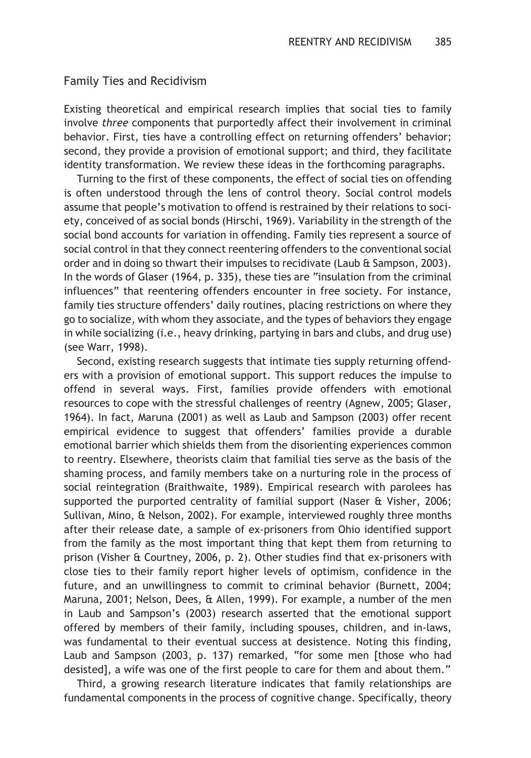## Family Ties and Recidivism

Existing theoretical and empirical research implies that social ties to family involve *three* components that purportedly affect their involvement in criminal behavior. First, ties have a controlling effect on returning offenders' behavior; second, they provide a provision of emotional support; and third, they facilitate identity transformation. We review these ideas in the forthcoming paragraphs.

Turning to the first of these components, the effect of social ties on offending is often understood through the lens of control theory. Social control models assume that people's motivation to offend is restrained by their relations to society, conceived of as social bonds (Hirschi, 1969). Variability in the strength of the social bond accounts for variation in offending. Family ties represent a source of social control in that they connect reentering offenders to the conventional social order and in doing so thwart their impulses to recidivate (Laub & Sampson, 2003). In the words of Glaser (1964, p. 335), these ties are "insulation from the criminal influences" that reentering offenders encounter in free society. For instance, family ties structure offenders' daily routines, placing restrictions on where they go to socialize, with whom they associate, and the types of behaviors they engage in while socializing (i.e., heavy drinking, partying in bars and clubs, and drug use) (see Warr, 1998).

Second, existing research suggests that intimate ties supply returning offenders with a provision of emotional support. This support reduces the impulse to offend in several ways. First, families provide offenders with emotional resources to cope with the stressful challenges of reentry (Agnew, 2005; Glaser, 1964). In fact, Maruna (2001) as well as Laub and Sampson (2003) offer recent empirical evidence to suggest that offenders' families provide a durable emotional barrier which shields them from the disorienting experiences common to reentry. Elsewhere, theorists claim that familial ties serve as the basis of the shaming process, and family members take on a nurturing role in the process of social reintegration (Braithwaite, 1989). Empirical research with parolees has supported the purported centrality of familial support (Naser & Visher, 2006; Sullivan, Mino, & Nelson, 2002). For example, interviewed roughly three months after their release date, a sample of ex-prisoners from Ohio identified support from the family as the most important thing that kept them from returning to prison (Visher & Courtney, 2006, p. 2). Other studies find that ex-prisoners with close ties to their family report higher levels of optimism, confidence in the future, and an unwillingness to commit to criminal behavior (Burnett, 2004; Maruna, 2001; Nelson, Dees, & Allen, 1999). For example, a number of the men in Laub and Sampson's (2003) research asserted that the emotional support offered by members of their family, including spouses, children, and in-laws, was fundamental to their eventual success at desistence. Noting this finding, Laub and Sampson (2003, p. 137) remarked, "for some men [those who had desisted], a wife was one of the first people to care for them and about them."

Third, a growing research literature indicates that family relationships are fundamental components in the process of cognitive change. Specifically, theory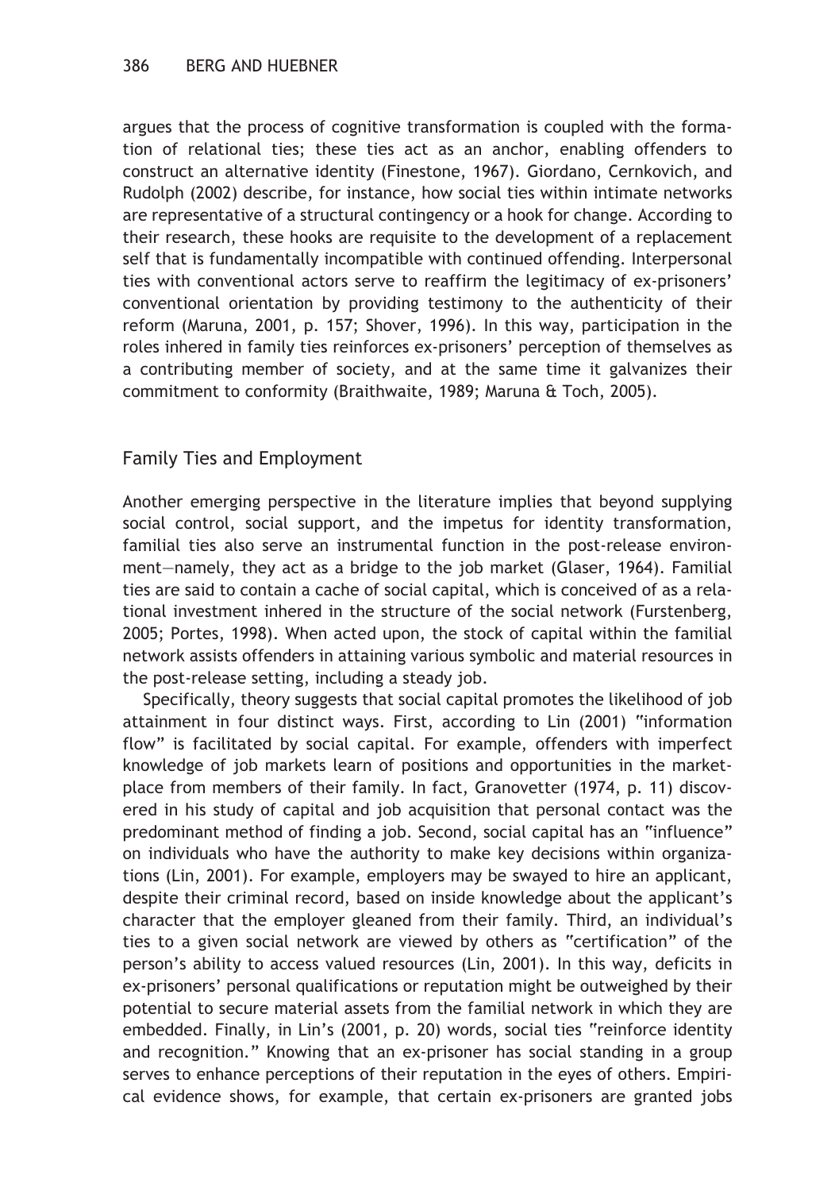argues that the process of cognitive transformation is coupled with the formation of relational ties; these ties act as an anchor, enabling offenders to construct an alternative identity (Finestone, 1967). Giordano, Cernkovich, and Rudolph (2002) describe, for instance, how social ties within intimate networks are representative of a structural contingency or a hook for change. According to their research, these hooks are requisite to the development of a replacement self that is fundamentally incompatible with continued offending. Interpersonal ties with conventional actors serve to reaffirm the legitimacy of ex-prisoners' conventional orientation by providing testimony to the authenticity of their reform (Maruna, 2001, p. 157; Shover, 1996). In this way, participation in the roles inhered in family ties reinforces ex-prisoners' perception of themselves as a contributing member of society, and at the same time it galvanizes their commitment to conformity (Braithwaite, 1989; Maruna & Toch, 2005).

## Family Ties and Employment

Another emerging perspective in the literature implies that beyond supplying social control, social support, and the impetus for identity transformation, familial ties also serve an instrumental function in the post-release environment—namely, they act as a bridge to the job market (Glaser, 1964). Familial ties are said to contain a cache of social capital, which is conceived of as a relational investment inhered in the structure of the social network (Furstenberg, 2005; Portes, 1998). When acted upon, the stock of capital within the familial network assists offenders in attaining various symbolic and material resources in the post-release setting, including a steady job.

Specifically, theory suggests that social capital promotes the likelihood of job attainment in four distinct ways. First, according to Lin (2001) "information flow" is facilitated by social capital. For example, offenders with imperfect knowledge of job markets learn of positions and opportunities in the marketplace from members of their family. In fact, Granovetter (1974, p. 11) discovered in his study of capital and job acquisition that personal contact was the predominant method of finding a job. Second, social capital has an "influence" on individuals who have the authority to make key decisions within organizations (Lin, 2001). For example, employers may be swayed to hire an applicant, despite their criminal record, based on inside knowledge about the applicant's character that the employer gleaned from their family. Third, an individual's ties to a given social network are viewed by others as "certification" of the person's ability to access valued resources (Lin, 2001). In this way, deficits in ex-prisoners' personal qualifications or reputation might be outweighed by their potential to secure material assets from the familial network in which they are embedded. Finally, in Lin's (2001, p. 20) words, social ties "reinforce identity and recognition." Knowing that an ex-prisoner has social standing in a group serves to enhance perceptions of their reputation in the eyes of others. Empirical evidence shows, for example, that certain ex-prisoners are granted jobs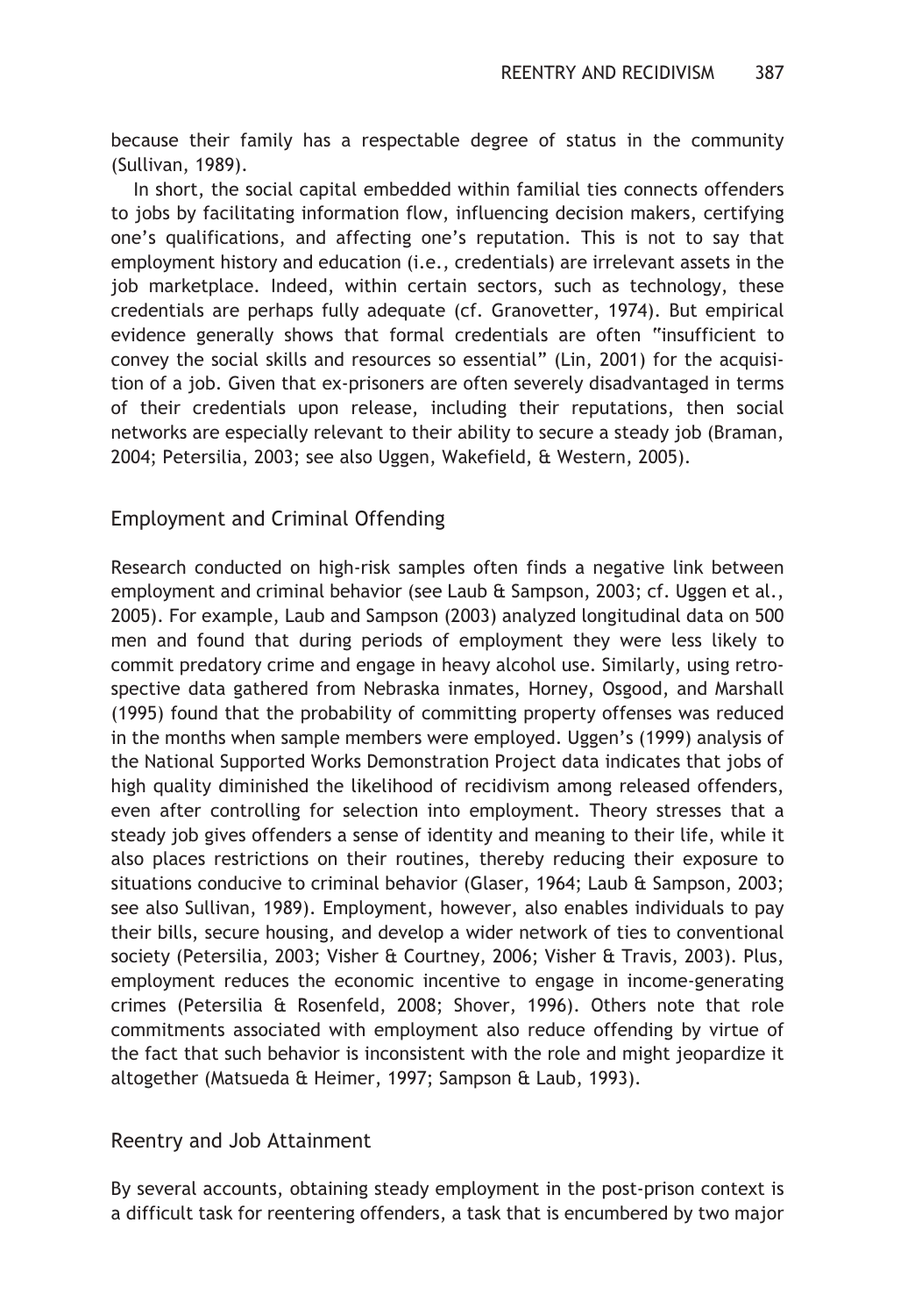because their family has a respectable degree of status in the community (Sullivan, 1989).

In short, the social capital embedded within familial ties connects offenders to jobs by facilitating information flow, influencing decision makers, certifying one's qualifications, and affecting one's reputation. This is not to say that employment history and education (i.e., credentials) are irrelevant assets in the job marketplace. Indeed, within certain sectors, such as technology, these credentials are perhaps fully adequate (cf. Granovetter, 1974). But empirical evidence generally shows that formal credentials are often "insufficient to convey the social skills and resources so essential" (Lin, 2001) for the acquisition of a job. Given that ex-prisoners are often severely disadvantaged in terms of their credentials upon release, including their reputations, then social networks are especially relevant to their ability to secure a steady job (Braman, 2004; Petersilia, 2003; see also Uggen, Wakefield, & Western, 2005).

## Employment and Criminal Offending

Research conducted on high-risk samples often finds a negative link between employment and criminal behavior (see Laub & Sampson, 2003; cf. Uggen et al., 2005). For example, Laub and Sampson (2003) analyzed longitudinal data on 500 men and found that during periods of employment they were less likely to commit predatory crime and engage in heavy alcohol use. Similarly, using retrospective data gathered from Nebraska inmates, Horney, Osgood, and Marshall (1995) found that the probability of committing property offenses was reduced in the months when sample members were employed. Uggen's (1999) analysis of the National Supported Works Demonstration Project data indicates that jobs of high quality diminished the likelihood of recidivism among released offenders, even after controlling for selection into employment. Theory stresses that a steady job gives offenders a sense of identity and meaning to their life, while it also places restrictions on their routines, thereby reducing their exposure to situations conducive to criminal behavior (Glaser, 1964; Laub & Sampson, 2003; see also Sullivan, 1989). Employment, however, also enables individuals to pay their bills, secure housing, and develop a wider network of ties to conventional society (Petersilia, 2003; Visher & Courtney, 2006; Visher & Travis, 2003). Plus, employment reduces the economic incentive to engage in income-generating crimes (Petersilia & Rosenfeld, 2008; Shover, 1996). Others note that role commitments associated with employment also reduce offending by virtue of the fact that such behavior is inconsistent with the role and might jeopardize it altogether (Matsueda & Heimer, 1997; Sampson & Laub, 1993).

## Reentry and Job Attainment

By several accounts, obtaining steady employment in the post-prison context is a difficult task for reentering offenders, a task that is encumbered by two major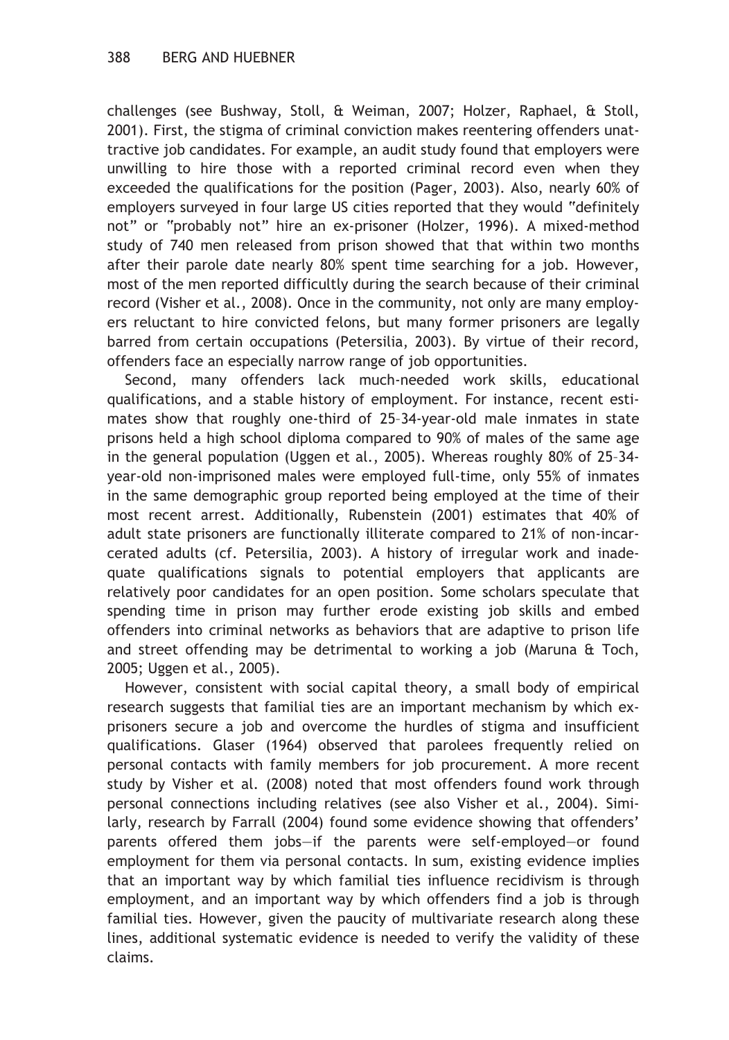challenges (see Bushway, Stoll, & Weiman, 2007; Holzer, Raphael, & Stoll, 2001). First, the stigma of criminal conviction makes reentering offenders unattractive job candidates. For example, an audit study found that employers were unwilling to hire those with a reported criminal record even when they exceeded the qualifications for the position (Pager, 2003). Also, nearly 60% of employers surveyed in four large US cities reported that they would "definitely not" or "probably not" hire an ex-prisoner (Holzer, 1996). A mixed-method study of 740 men released from prison showed that that within two months after their parole date nearly 80% spent time searching for a job. However, most of the men reported difficultly during the search because of their criminal record (Visher et al., 2008). Once in the community, not only are many employers reluctant to hire convicted felons, but many former prisoners are legally barred from certain occupations (Petersilia, 2003). By virtue of their record, offenders face an especially narrow range of job opportunities.

Second, many offenders lack much-needed work skills, educational qualifications, and a stable history of employment. For instance, recent estimates show that roughly one-third of 25–34-year-old male inmates in state prisons held a high school diploma compared to 90% of males of the same age in the general population (Uggen et al., 2005). Whereas roughly 80% of 25–34-year-old non-imprisoned males were employed full-time, only 55% of inmates in the same demographic group reported being employed at the time of their most recent arrest. Additionally, Rubenstein (2001) estimates that 40% of adult state prisoners are functionally illiterate compared to 21% of non-incarcerated adults (cf. Petersilia, 2003). A history of irregular work and inadequate qualifications signals to potential employers that applicants are relatively poor candidates for an open position. Some scholars speculate that spending time in prison may further erode existing job skills and embed offenders into criminal networks as behaviors that are adaptive to prison life and street offending may be detrimental to working a job (Maruna & Toch, 2005; Uggen et al., 2005).

However, consistent with social capital theory, a small body of empirical research suggests that familial ties are an important mechanism by which ex-prisoners secure a job and overcome the hurdles of stigma and insufficient qualifications. Glaser (1964) observed that parolees frequently relied on personal contacts with family members for job procurement. A more recent study by Visher et al. (2008) noted that most offenders found work through personal connections including relatives (see also Visher et al., 2004). Similarly, research by Farrall (2004) found some evidence showing that offenders' parents offered them jobs—if the parents were self-employed—or found employment for them via personal contacts. In sum, existing evidence implies that an important way by which familial ties influence recidivism is through employment, and an important way by which offenders find a job is through familial ties. However, given the paucity of multivariate research along these lines, additional systematic evidence is needed to verify the validity of these claims.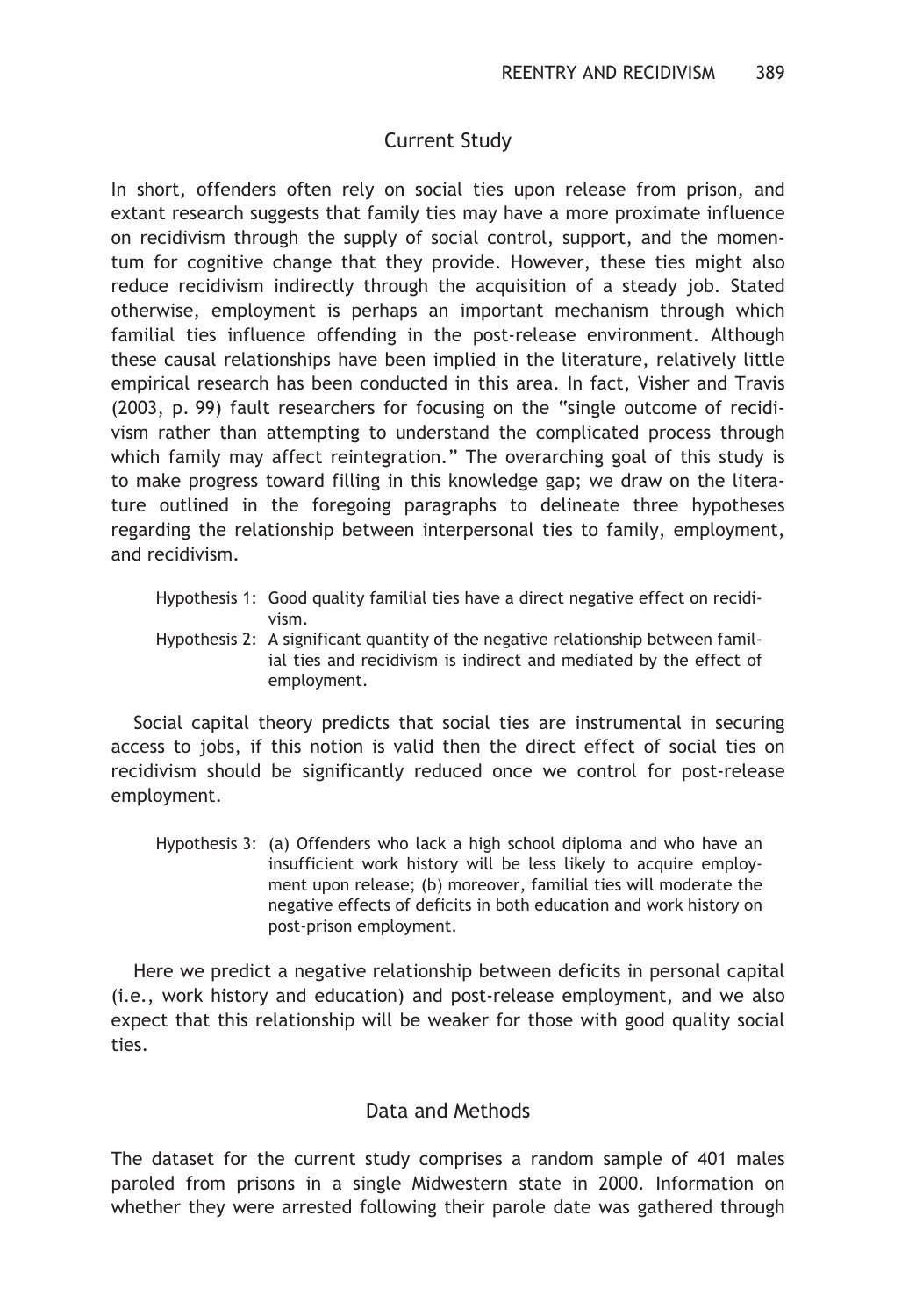## Current Study

In short, offenders often rely on social ties upon release from prison, and extant research suggests that family ties may have a more proximate influence on recidivism through the supply of social control, support, and the momentum for cognitive change that they provide. However, these ties might also reduce recidivism indirectly through the acquisition of a steady job. Stated otherwise, employment is perhaps an important mechanism through which familial ties influence offending in the post-release environment. Although these causal relationships have been implied in the literature, relatively little empirical research has been conducted in this area. In fact, Visher and Travis (2003, p. 99) fault researchers for focusing on the "single outcome of recidivism rather than attempting to understand the complicated process through which family may affect reintegration." The overarching goal of this study is to make progress toward filling in this knowledge gap; we draw on the literature outlined in the foregoing paragraphs to delineate three hypotheses regarding the relationship between interpersonal ties to family, employment, and recidivism.

Hypothesis 1: Good quality familial ties have a direct negative effect on recidivism.

Hypothesis 2: A significant quantity of the negative relationship between familial ties and recidivism is indirect and mediated by the effect of employment.

Social capital theory predicts that social ties are instrumental in securing access to jobs, if this notion is valid then the direct effect of social ties on recidivism should be significantly reduced once we control for post-release employment.

Hypothesis 3: (a) Offenders who lack a high school diploma and who have an insufficient work history will be less likely to acquire employment upon release; (b) moreover, familial ties will moderate the negative effects of deficits in both education and work history on post-prison employment.

Here we predict a negative relationship between deficits in personal capital (i.e., work history and education) and post-release employment, and we also expect that this relationship will be weaker for those with good quality social ties.

## Data and Methods

The dataset for the current study comprises a random sample of 401 males paroled from prisons in a single Midwestern state in 2000. Information on whether they were arrested following their parole date was gathered through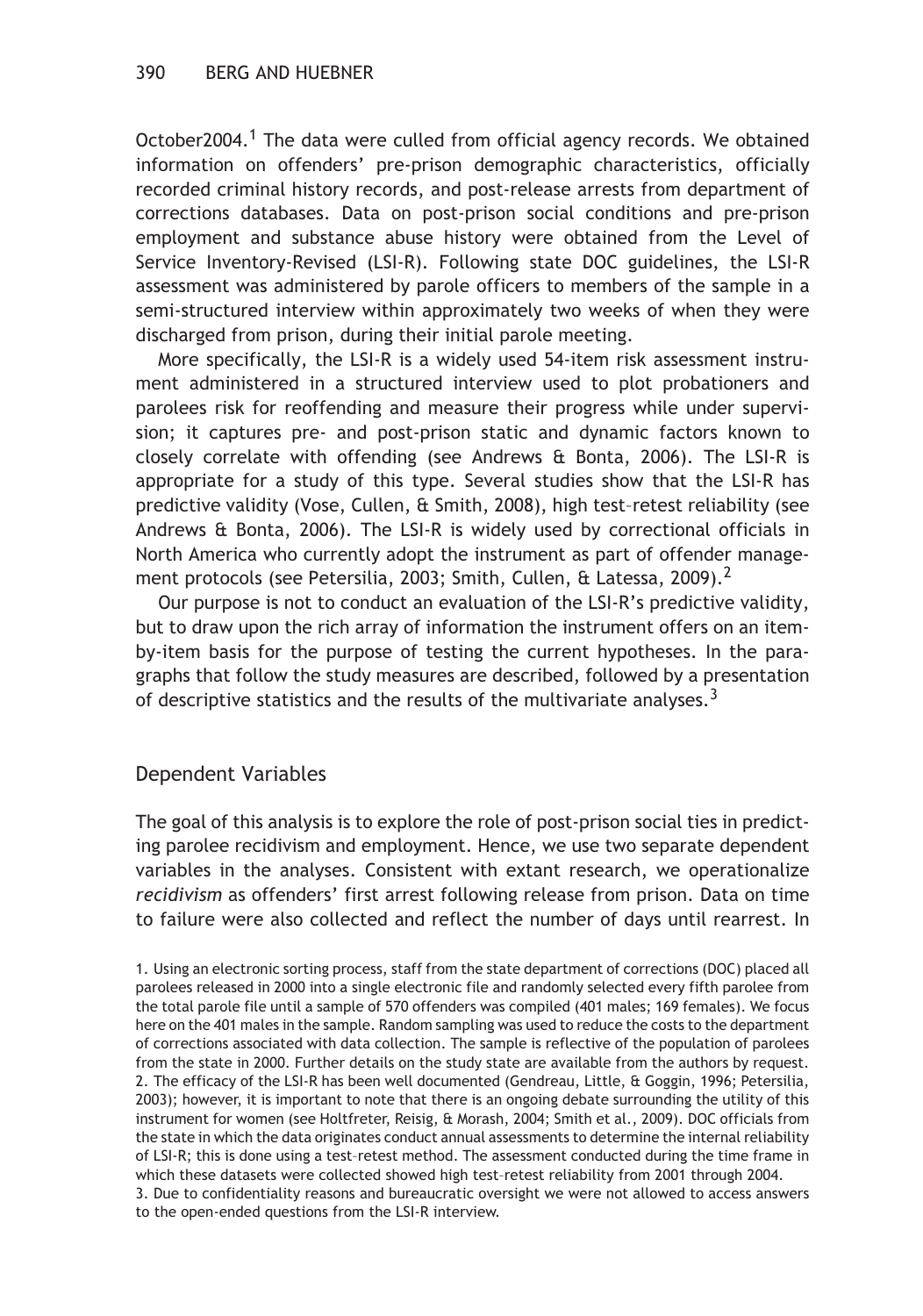October2004.[1] The data were culled from official agency records. We obtained information on offenders' pre-prison demographic characteristics, officially recorded criminal history records, and post-release arrests from department of corrections databases. Data on post-prison social conditions and pre-prison employment and substance abuse history were obtained from the Level of Service Inventory-Revised (LSI-R). Following state DOC guidelines, the LSI-R assessment was administered by parole officers to members of the sample in a semi-structured interview within approximately two weeks of when they were discharged from prison, during their initial parole meeting.

More specifically, the LSI-R is a widely used 54-item risk assessment instrument administered in a structured interview used to plot probationers and parolees risk for reoffending and measure their progress while under supervision; it captures pre- and post-prison static and dynamic factors known to closely correlate with offending (see Andrews & Bonta, 2006). The LSI-R is appropriate for a study of this type. Several studies show that the LSI-R has predictive validity (Vose, Cullen, & Smith, 2008), high test–retest reliability (see Andrews & Bonta, 2006). The LSI-R is widely used by correctional officials in North America who currently adopt the instrument as part of offender management protocols (see Petersilia, 2003; Smith, Cullen, & Latessa, 2009).[2]

Our purpose is not to conduct an evaluation of the LSI-R's predictive validity, but to draw upon the rich array of information the instrument offers on an item-by-item basis for the purpose of testing the current hypotheses. In the paragraphs that follow the study measures are described, followed by a presentation of descriptive statistics and the results of the multivariate analyses.[3]

## Dependent Variables

The goal of this analysis is to explore the role of post-prison social ties in predicting parolee recidivism and employment. Hence, we use two separate dependent variables in the analyses. Consistent with extant research, we operationalize *recidivism* as offenders' first arrest following release from prison. Data on time to failure were also collected and reflect the number of days until rearrest. In

1. Using an electronic sorting process, staff from the state department of corrections (DOC) placed all parolees released in 2000 into a single electronic file and randomly selected every fifth parolee from the total parole file until a sample of 570 offenders was compiled (401 males; 169 females). We focus here on the 401 males in the sample. Random sampling was used to reduce the costs to the department of corrections associated with data collection. The sample is reflective of the population of parolees from the state in 2000. Further details on the study state are available from the authors by request.
2. The efficacy of the LSI-R has been well documented (Gendreau, Little, & Goggin, 1996; Petersilia, 2003); however, it is important to note that there is an ongoing debate surrounding the utility of this instrument for women (see Holtfreter, Reisig, & Morash, 2004; Smith et al., 2009). DOC officials from the state in which the data originates conduct annual assessments to determine the internal reliability of LSI-R; this is done using a test–retest method. The assessment conducted during the time frame in which these datasets were collected showed high test–retest reliability from 2001 through 2004.
3. Due to confidentiality reasons and bureaucratic oversight we were not allowed to access answers to the open-ended questions from the LSI-R interview.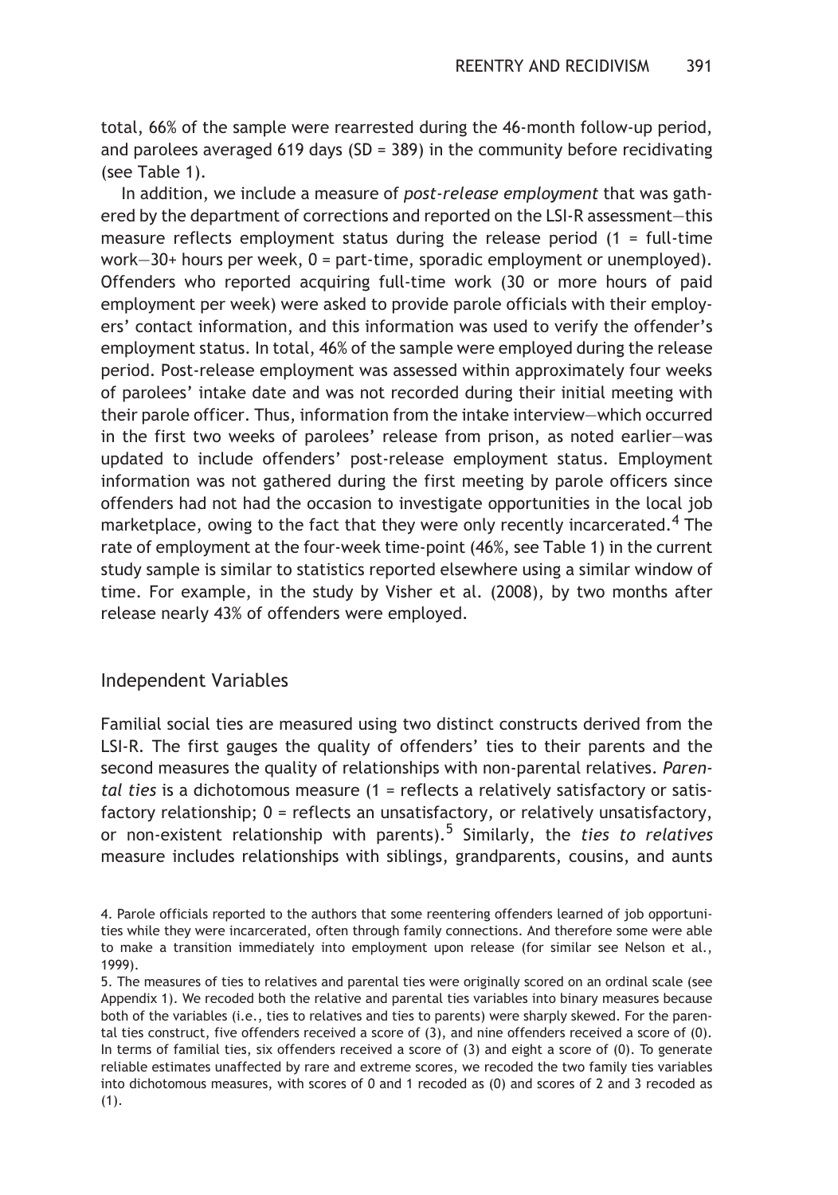total, 66% of the sample were rearrested during the 46-month follow-up period, and parolees averaged 619 days (SD = 389) in the community before recidivating (see Table 1).

In addition, we include a measure of *post-release employment* that was gathered by the department of corrections and reported on the LSI-R assessment—this measure reflects employment status during the release period (1 = full-time work—30+ hours per week, 0 = part-time, sporadic employment or unemployed). Offenders who reported acquiring full-time work (30 or more hours of paid employment per week) were asked to provide parole officials with their employers' contact information, and this information was used to verify the offender's employment status. In total, 46% of the sample were employed during the release period. Post-release employment was assessed within approximately four weeks of parolees' intake date and was not recorded during their initial meeting with their parole officer. Thus, information from the intake interview—which occurred in the first two weeks of parolees' release from prison, as noted earlier—was updated to include offenders' post-release employment status. Employment information was not gathered during the first meeting by parole officers since offenders had not had the occasion to investigate opportunities in the local job marketplace, owing to the fact that they were only recently incarcerated.[4] The rate of employment at the four-week time-point (46%, see Table 1) in the current study sample is similar to statistics reported elsewhere using a similar window of time. For example, in the study by Visher et al. (2008), by two months after release nearly 43% of offenders were employed.

## Independent Variables

Familial social ties are measured using two distinct constructs derived from the LSI-R. The first gauges the quality of offenders' ties to their parents and the second measures the quality of relationships with non-parental relatives. *Parental ties* is a dichotomous measure (1 = reflects a relatively satisfactory or satisfactory relationship; 0 = reflects an unsatisfactory, or relatively unsatisfactory, or non-existent relationship with parents).[5] Similarly, the *ties to relatives* measure includes relationships with siblings, grandparents, cousins, and aunts

4. Parole officials reported to the authors that some reentering offenders learned of job opportunities while they were incarcerated, often through family connections. And therefore some were able to make a transition immediately into employment upon release (for similar see Nelson et al., 1999).

5. The measures of ties to relatives and parental ties were originally scored on an ordinal scale (see Appendix 1). We recoded both the relative and parental ties variables into binary measures because both of the variables (i.e., ties to relatives and ties to parents) were sharply skewed. For the parental ties construct, five offenders received a score of (3), and nine offenders received a score of (0). In terms of familial ties, six offenders received a score of (3) and eight a score of (0). To generate reliable estimates unaffected by rare and extreme scores, we recoded the two family ties variables into dichotomous measures, with scores of 0 and 1 recoded as (0) and scores of 2 and 3 recoded as (1).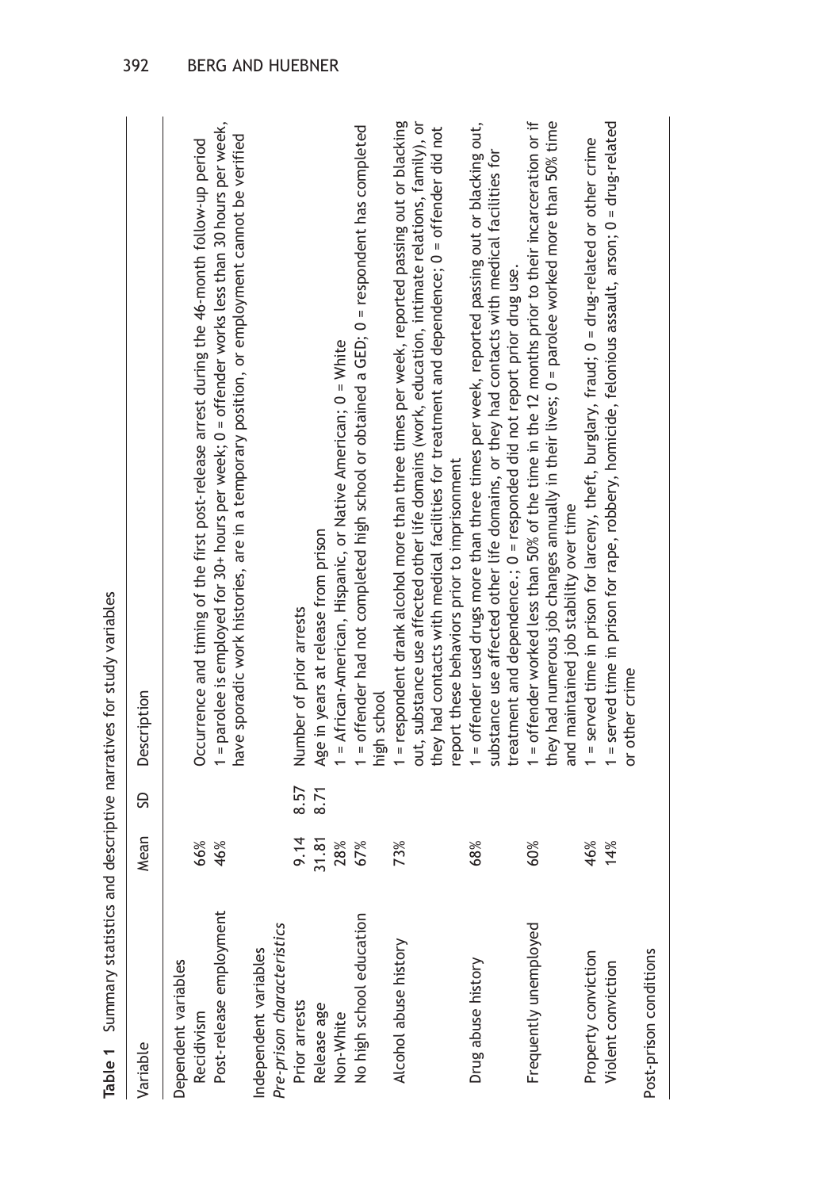**Table 1** Summary statistics and descriptive narratives for study variables

| Variable | Mean | SD | Description |
|---|---|---|---|
| Dependent variables | | | |
| Recidivism | 66% | | Occurrence and timing of the first post-release arrest during the 46-month follow-up period |
| Post-release employment | 46% | | 1 = parolee is employed for 30+ hours per week; 0 = offender works less than 30 hours per week, have sporadic work histories, are in a temporary position, or employment cannot be verified |
| Independent variables | | | |
| *Pre-prison characteristics* | | | |
| Prior arrests | 9.14 | 8.57 | Number of prior arrests |
| Release age | 31.81 | 8.71 | Age in years at release from prison |
| Non-White | 28% | | 1 = African-American, Hispanic, or Native American; 0 = White |
| No high school education | 67% | | 1 = offender had not completed high school or obtained a GED; 0 = respondent has completed high school |
| Alcohol abuse history | 73% | | 1 = respondent drank alcohol more than three times per week, reported passing out or blacking out, substance use affected other life domains (work, education, intimate relations, family), or they had contacts with medical facilities for treatment and dependence; 0 = offender did not report these behaviors prior to imprisonment |
| Drug abuse history | 68% | | 1 = offender used drugs more than three times per week, reported passing out or blacking out, substance use affected other life domains, or they had contacts with medical facilities for treatment and dependence.; 0 = responded did not report prior drug use. |
| Frequently unemployed | 60% | | 1 = offender worked less than 50% of the time in the 12 months prior to their incarceration or if they had numerous job changes annually in their lives; 0 = parolee worked more than 50% time and maintained job stability over time |
| Property conviction | 46% | | 1 = served time in prison for larceny, theft, burglary, fraud; 0 = drug-related or other crime |
| Violent conviction | 14% | | 1 = served time in prison for rape, robbery, homicide, felonious assault, arson; 0 = drug-related or other crime |
| Post-prison conditions | | | |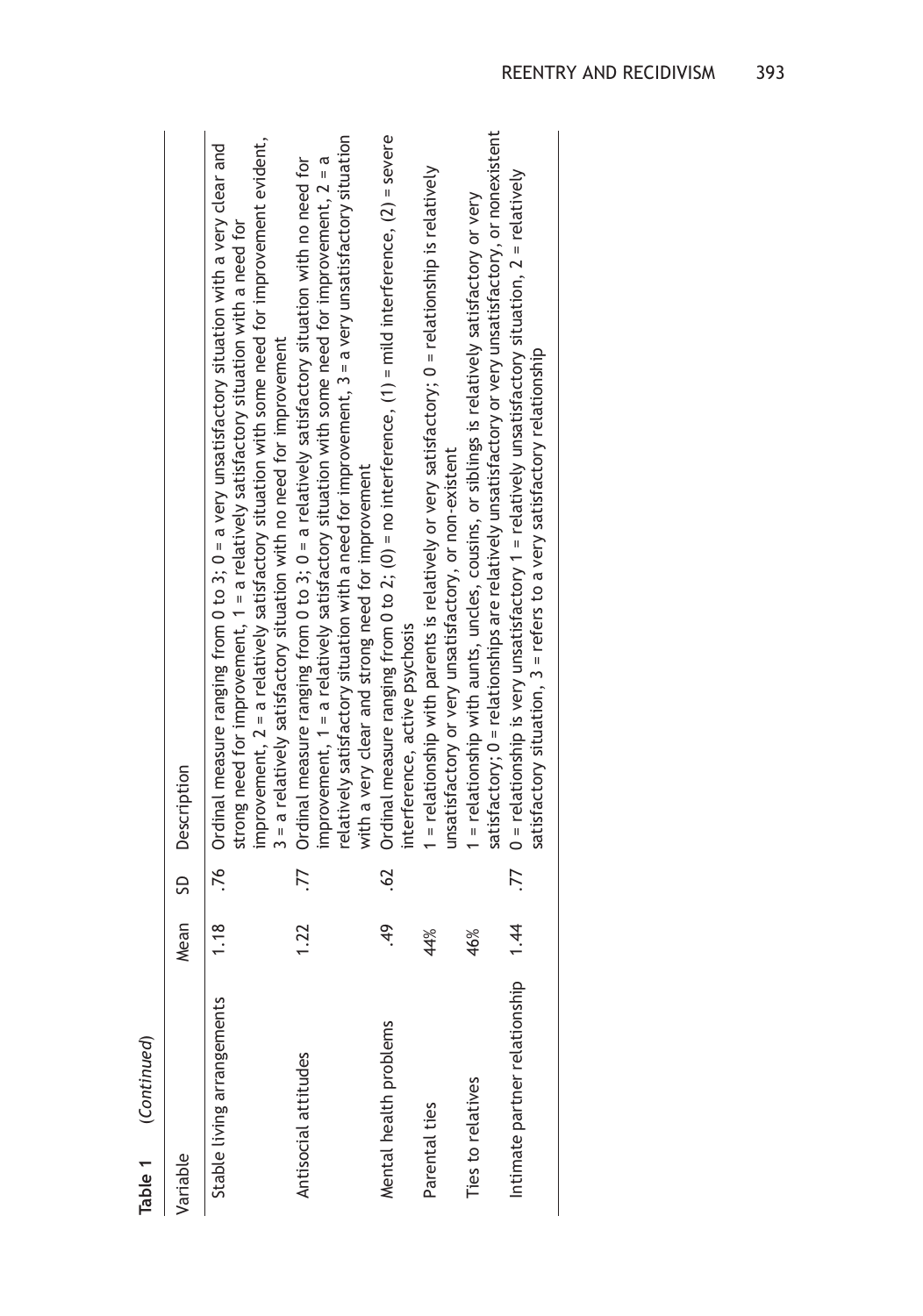**Table 1** (*Continued*)

| Variable | Mean | SD | Description |
|---|---|---|---|
| Stable living arrangements | 1.18 | .76 | Ordinal measure ranging from 0 to 3; 0 = a very unsatisfactory situation with a very clear and strong need for improvement, 1 = a relatively satisfactory situation with a need for improvement, 2 = a relatively satisfactory situation with some need for improvement evident, 3 = a relatively satisfactory situation with no need for improvement |
| Antisocial attitudes | 1.22 | .77 | Ordinal measure ranging from 0 to 3; 0 = a relatively satisfactory situation with no need for improvement, 1 = a relatively satisfactory situation with some need for improvement, 2 = a relatively satisfactory situation with a need for improvement, 3 = a very unsatisfactory situation with a very clear and strong need for improvement |
| Mental health problems | .49 | .62 | Ordinal measure ranging from 0 to 2; (0) = no interference, (1) = mild interference, (2) = severe interference, active psychosis |
| Parental ties | 44% | | 1 = relationship with parents is relatively or very satisfactory; 0 = relationship is relatively unsatisfactory or very unsatisfactory, or non-existent |
| Ties to relatives | 46% | | 1 = relationship with aunts, uncles, cousins, or siblings is relatively satisfactory or very satisfactory; 0 = relationships are relatively unsatisfactory or very unsatisfactory, or nonexistent |
| Intimate partner relationship | 1.44 | .77 | 0 = relationship is very unsatisfactory 1 = relatively unsatisfactory situation, 2 = relatively satisfactory situation, 3 = refers to a very satisfactory relationship |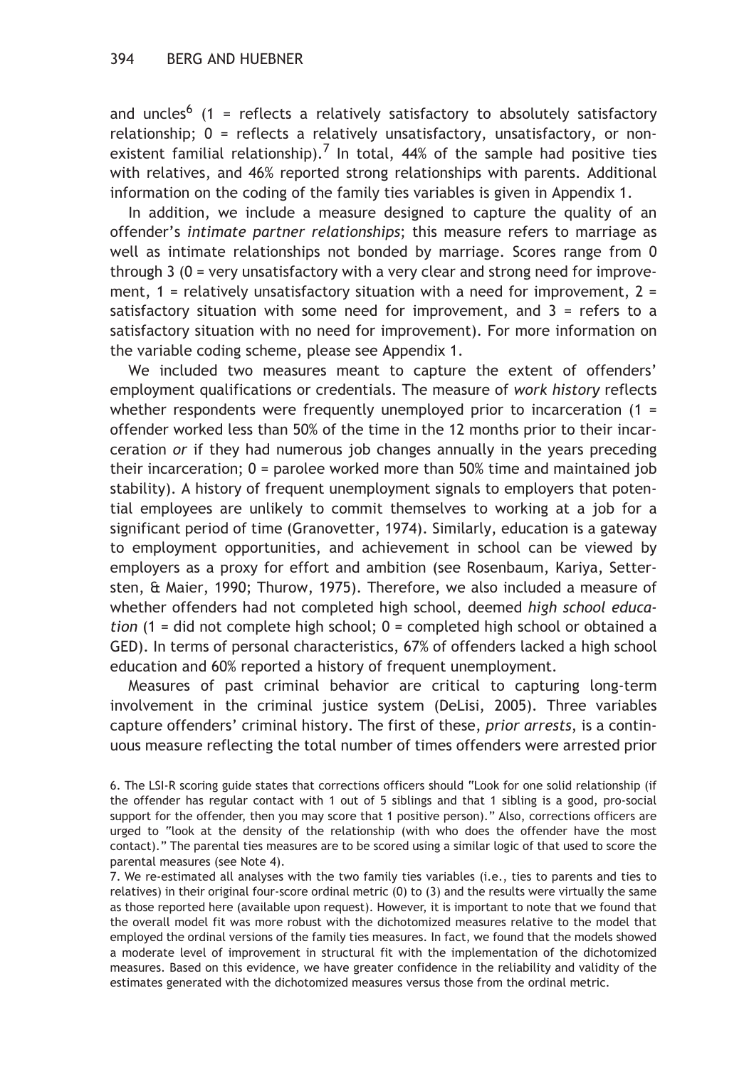and uncles[6] (1 = reflects a relatively satisfactory to absolutely satisfactory relationship; 0 = reflects a relatively unsatisfactory, unsatisfactory, or nonexistent familial relationship).[7] In total, 44% of the sample had positive ties with relatives, and 46% reported strong relationships with parents. Additional information on the coding of the family ties variables is given in Appendix 1.

In addition, we include a measure designed to capture the quality of an offender's *intimate partner relationships*; this measure refers to marriage as well as intimate relationships not bonded by marriage. Scores range from 0 through 3 (0 = very unsatisfactory with a very clear and strong need for improvement, 1 = relatively unsatisfactory situation with a need for improvement, 2 = satisfactory situation with some need for improvement, and 3 = refers to a satisfactory situation with no need for improvement). For more information on the variable coding scheme, please see Appendix 1.

We included two measures meant to capture the extent of offenders' employment qualifications or credentials. The measure of *work history* reflects whether respondents were frequently unemployed prior to incarceration (1 = offender worked less than 50% of the time in the 12 months prior to their incarceration *or* if they had numerous job changes annually in the years preceding their incarceration; 0 = parolee worked more than 50% time and maintained job stability). A history of frequent unemployment signals to employers that potential employees are unlikely to commit themselves to working at a job for a significant period of time (Granovetter, 1974). Similarly, education is a gateway to employment opportunities, and achievement in school can be viewed by employers as a proxy for effort and ambition (see Rosenbaum, Kariya, Settersten, & Maier, 1990; Thurow, 1975). Therefore, we also included a measure of whether offenders had not completed high school, deemed *high school education* (1 = did not complete high school; 0 = completed high school or obtained a GED). In terms of personal characteristics, 67% of offenders lacked a high school education and 60% reported a history of frequent unemployment.

Measures of past criminal behavior are critical to capturing long-term involvement in the criminal justice system (DeLisi, 2005). Three variables capture offenders' criminal history. The first of these, *prior arrests*, is a continuous measure reflecting the total number of times offenders were arrested prior

6. The LSI-R scoring guide states that corrections officers should "Look for one solid relationship (if the offender has regular contact with 1 out of 5 siblings and that 1 sibling is a good, pro-social support for the offender, then you may score that 1 positive person)." Also, corrections officers are urged to "look at the density of the relationship (with who does the offender have the most contact)." The parental ties measures are to be scored using a similar logic of that used to score the parental measures (see Note 4).

7. We re-estimated all analyses with the two family ties variables (i.e., ties to parents and ties to relatives) in their original four-score ordinal metric (0) to (3) and the results were virtually the same as those reported here (available upon request). However, it is important to note that we found that the overall model fit was more robust with the dichotomized measures relative to the model that employed the ordinal versions of the family ties measures. In fact, we found that the models showed a moderate level of improvement in structural fit with the implementation of the dichotomized measures. Based on this evidence, we have greater confidence in the reliability and validity of the estimates generated with the dichotomized measures versus those from the ordinal metric.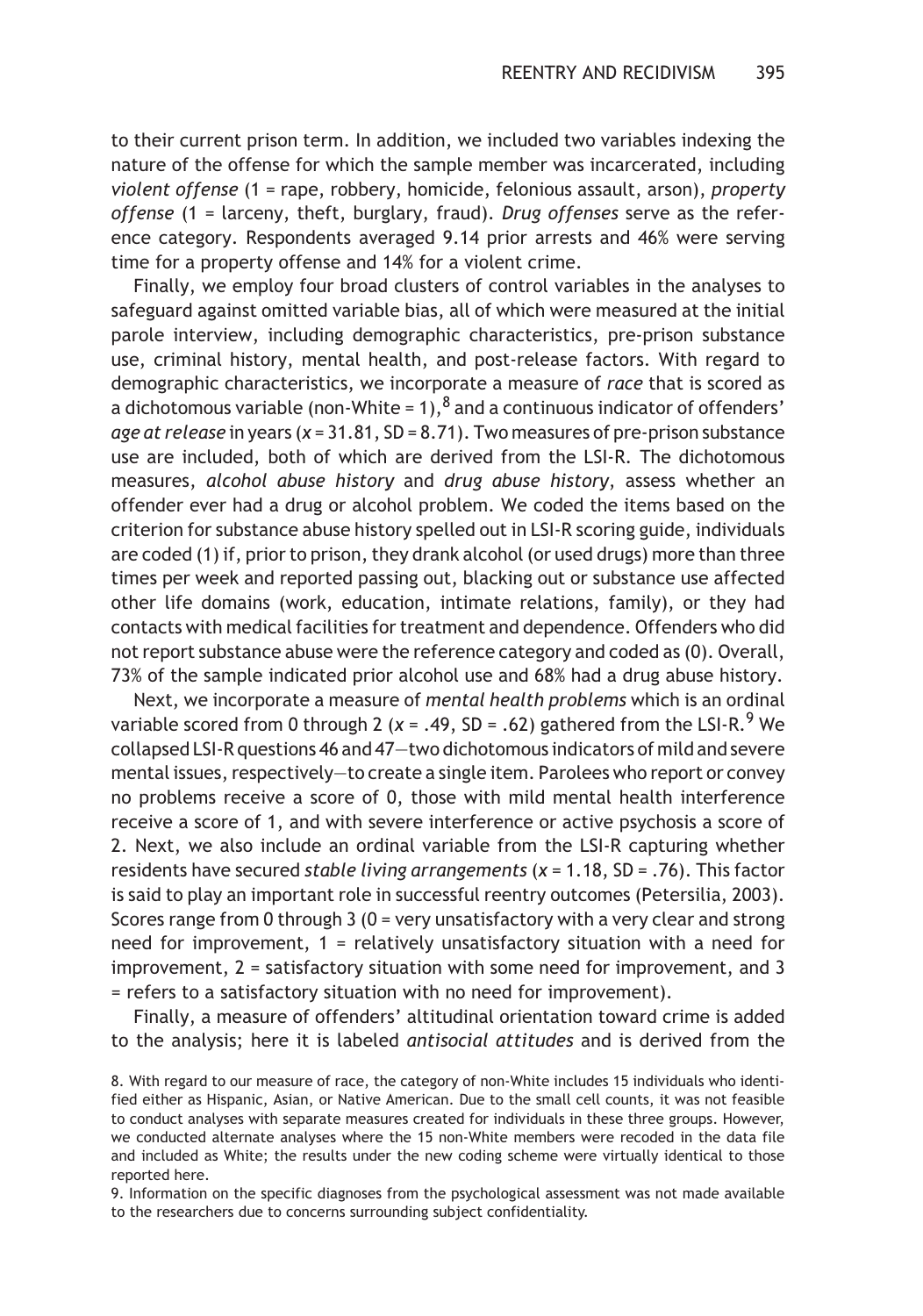to their current prison term. In addition, we included two variables indexing the nature of the offense for which the sample member was incarcerated, including *violent offense* (1 = rape, robbery, homicide, felonious assault, arson), *property offense* (1 = larceny, theft, burglary, fraud). *Drug offenses* serve as the reference category. Respondents averaged 9.14 prior arrests and 46% were serving time for a property offense and 14% for a violent crime.

Finally, we employ four broad clusters of control variables in the analyses to safeguard against omitted variable bias, all of which were measured at the initial parole interview, including demographic characteristics, pre-prison substance use, criminal history, mental health, and post-release factors. With regard to demographic characteristics, we incorporate a measure of *race* that is scored as a dichotomous variable (non-White = 1),[8] and a continuous indicator of offenders' *age at release* in years ($x$ = 31.81, SD = 8.71). Two measures of pre-prison substance use are included, both of which are derived from the LSI-R. The dichotomous measures, *alcohol abuse history* and *drug abuse history*, assess whether an offender ever had a drug or alcohol problem. We coded the items based on the criterion for substance abuse history spelled out in LSI-R scoring guide, individuals are coded (1) if, prior to prison, they drank alcohol (or used drugs) more than three times per week and reported passing out, blacking out or substance use affected other life domains (work, education, intimate relations, family), or they had contacts with medical facilities for treatment and dependence. Offenders who did not report substance abuse were the reference category and coded as (0). Overall, 73% of the sample indicated prior alcohol use and 68% had a drug abuse history.

Next, we incorporate a measure of *mental health problems* which is an ordinal variable scored from 0 through 2 ($x$ = .49, SD = .62) gathered from the LSI-R.[9] We collapsed LSI-R questions 46 and 47—two dichotomous indicators of mild and severe mental issues, respectively—to create a single item. Parolees who report or convey no problems receive a score of 0, those with mild mental health interference receive a score of 1, and with severe interference or active psychosis a score of 2. Next, we also include an ordinal variable from the LSI-R capturing whether residents have secured *stable living arrangements* ($x$ = 1.18, SD = .76). This factor is said to play an important role in successful reentry outcomes (Petersilia, 2003). Scores range from 0 through 3 (0 = very unsatisfactory with a very clear and strong need for improvement, 1 = relatively unsatisfactory situation with a need for improvement, 2 = satisfactory situation with some need for improvement, and 3 = refers to a satisfactory situation with no need for improvement).

Finally, a measure of offenders' altitudinal orientation toward crime is added to the analysis; here it is labeled *antisocial attitudes* and is derived from the

8. With regard to our measure of race, the category of non-White includes 15 individuals who identified either as Hispanic, Asian, or Native American. Due to the small cell counts, it was not feasible to conduct analyses with separate measures created for individuals in these three groups. However, we conducted alternate analyses where the 15 non-White members were recoded in the data file and included as White; the results under the new coding scheme were virtually identical to those reported here.

9. Information on the specific diagnoses from the psychological assessment was not made available to the researchers due to concerns surrounding subject confidentiality.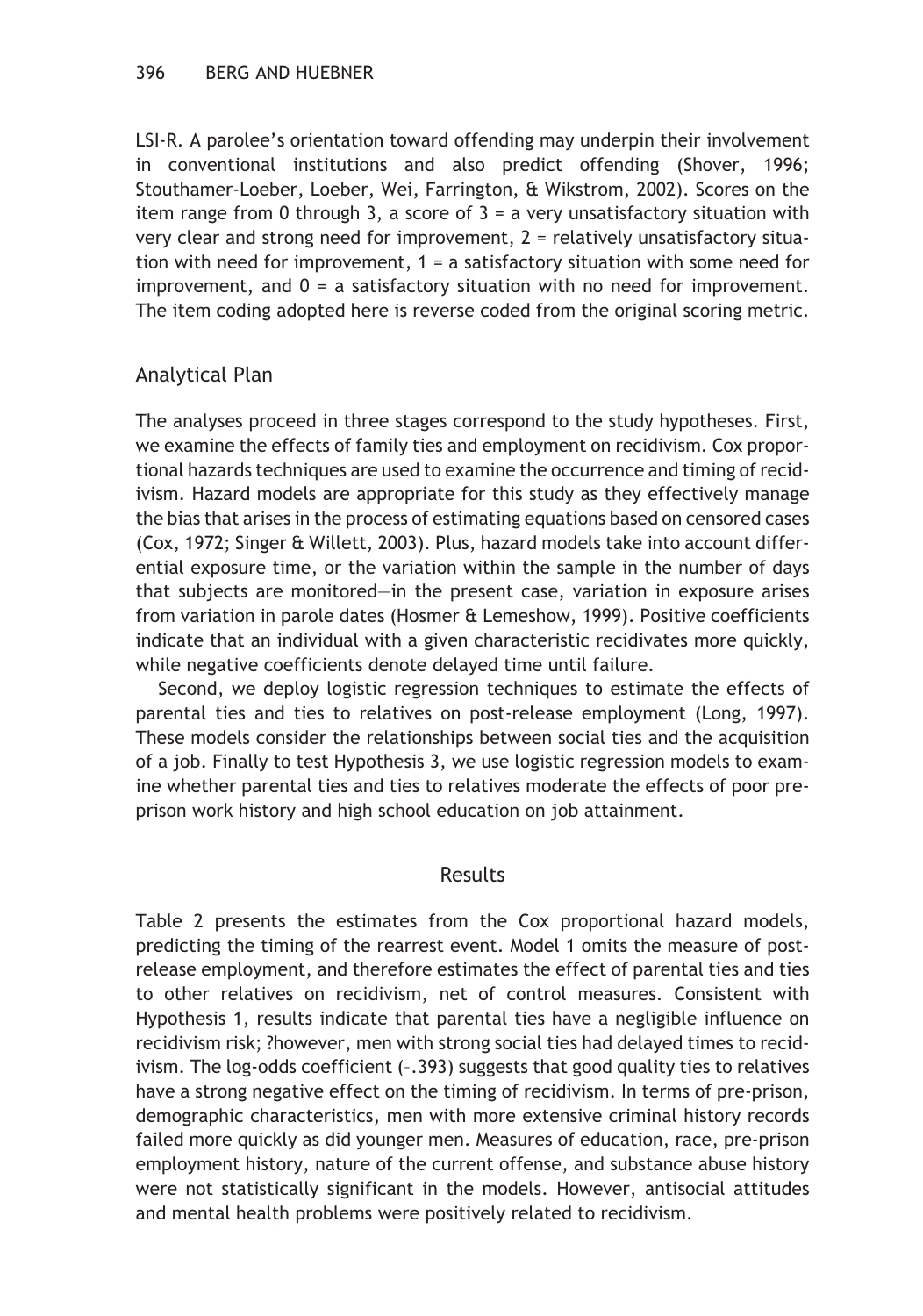LSI-R. A parolee's orientation toward offending may underpin their involvement in conventional institutions and also predict offending (Shover, 1996; Stouthamer-Loeber, Loeber, Wei, Farrington, & Wikstrom, 2002). Scores on the item range from 0 through 3, a score of 3 = a very unsatisfactory situation with very clear and strong need for improvement, 2 = relatively unsatisfactory situation with need for improvement, 1 = a satisfactory situation with some need for improvement, and 0 = a satisfactory situation with no need for improvement. The item coding adopted here is reverse coded from the original scoring metric.

## Analytical Plan

The analyses proceed in three stages correspond to the study hypotheses. First, we examine the effects of family ties and employment on recidivism. Cox proportional hazards techniques are used to examine the occurrence and timing of recidivism. Hazard models are appropriate for this study as they effectively manage the bias that arises in the process of estimating equations based on censored cases (Cox, 1972; Singer & Willett, 2003). Plus, hazard models take into account differential exposure time, or the variation within the sample in the number of days that subjects are monitored—in the present case, variation in exposure arises from variation in parole dates (Hosmer & Lemeshow, 1999). Positive coefficients indicate that an individual with a given characteristic recidivates more quickly, while negative coefficients denote delayed time until failure.

Second, we deploy logistic regression techniques to estimate the effects of parental ties and ties to relatives on post-release employment (Long, 1997). These models consider the relationships between social ties and the acquisition of a job. Finally to test Hypothesis 3, we use logistic regression models to examine whether parental ties and ties to relatives moderate the effects of poor pre-prison work history and high school education on job attainment.

# Results

Table 2 presents the estimates from the Cox proportional hazard models, predicting the timing of the rearrest event. Model 1 omits the measure of post-release employment, and therefore estimates the effect of parental ties and ties to other relatives on recidivism, net of control measures. Consistent with Hypothesis 1, results indicate that parental ties have a negligible influence on recidivism risk; ?however, men with strong social ties had delayed times to recidivism. The log-odds coefficient (–.393) suggests that good quality ties to relatives have a strong negative effect on the timing of recidivism. In terms of pre-prison, demographic characteristics, men with more extensive criminal history records failed more quickly as did younger men. Measures of education, race, pre-prison employment history, nature of the current offense, and substance abuse history were not statistically significant in the models. However, antisocial attitudes and mental health problems were positively related to recidivism.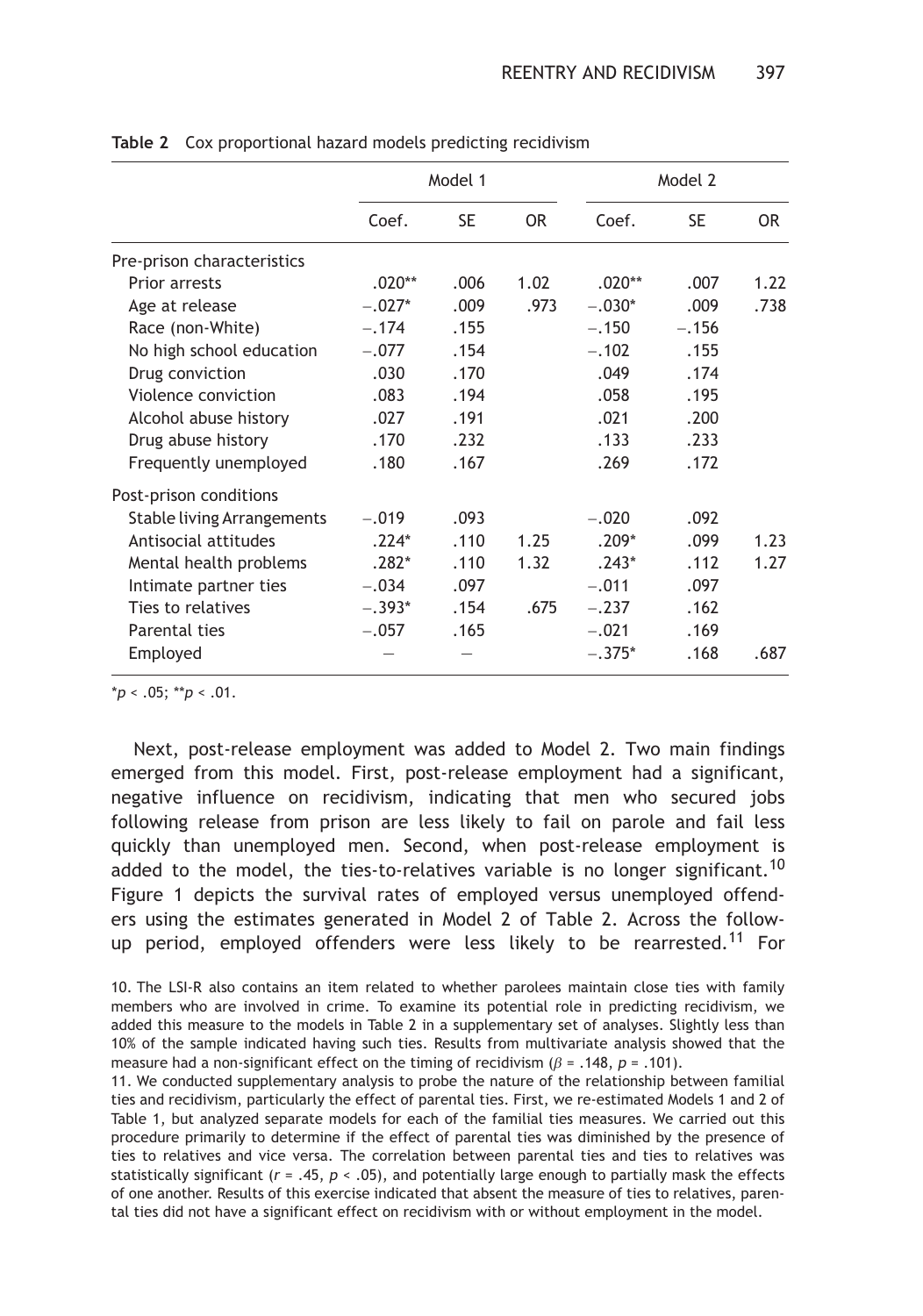**Table 2** Cox proportional hazard models predicting recidivism

| | Model 1 | | | Model 2 | | |
|---|---|---|---|---|---|---|
| | Coef. | SE | OR | Coef. | SE | OR |
| Pre-prison characteristics | | | | | | |
| Prior arrests | .020** | .006 | 1.02 | .020** | .007 | 1.22 |
| Age at release | −.027* | .009 | .973 | −.030* | .009 | .738 |
| Race (non-White) | −.174 | .155 | | −.150 | −.156 | |
| No high school education | −.077 | .154 | | −.102 | .155 | |
| Drug conviction | .030 | .170 | | .049 | .174 | |
| Violence conviction | .083 | .194 | | .058 | .195 | |
| Alcohol abuse history | .027 | .191 | | .021 | .200 | |
| Drug abuse history | .170 | .232 | | .133 | .233 | |
| Frequently unemployed | .180 | .167 | | .269 | .172 | |
| Post-prison conditions | | | | | | |
| Stable living Arrangements | −.019 | .093 | | −.020 | .092 | |
| Antisocial attitudes | .224* | .110 | 1.25 | .209* | .099 | 1.23 |
| Mental health problems | .282* | .110 | 1.32 | .243* | .112 | 1.27 |
| Intimate partner ties | −.034 | .097 | | −.011 | .097 | |
| Ties to relatives | −.393* | .154 | .675 | −.237 | .162 | |
| Parental ties | −.057 | .165 | | −.021 | .169 | |
| Employed | – | – | | −.375* | .168 | .687 |

*$p < .05$; **$p < .01$.

Next, post-release employment was added to Model 2. Two main findings emerged from this model. First, post-release employment had a significant, negative influence on recidivism, indicating that men who secured jobs following release from prison are less likely to fail on parole and fail less quickly than unemployed men. Second, when post-release employment is added to the model, the ties-to-relatives variable is no longer significant.[10] Figure 1 depicts the survival rates of employed versus unemployed offenders using the estimates generated in Model 2 of Table 2. Across the follow-up period, employed offenders were less likely to be rearrested.[11] For

10. The LSI-R also contains an item related to whether parolees maintain close ties with family members who are involved in crime. To examine its potential role in predicting recidivism, we added this measure to the models in Table 2 in a supplementary set of analyses. Slightly less than 10% of the sample indicated having such ties. Results from multivariate analysis showed that the measure had a non-significant effect on the timing of recidivism ($\beta$ = .148, $p$ = .101).

11. We conducted supplementary analysis to probe the nature of the relationship between familial ties and recidivism, particularly the effect of parental ties. First, we re-estimated Models 1 and 2 of Table 1, but analyzed separate models for each of the familial ties measures. We carried out this procedure primarily to determine if the effect of parental ties was diminished by the presence of ties to relatives and vice versa. The correlation between parental ties and ties to relatives was statistically significant ($r$ = .45, $p < .05$), and potentially large enough to partially mask the effects of one another. Results of this exercise indicated that absent the measure of ties to relatives, parental ties did not have a significant effect on recidivism with or without employment in the model.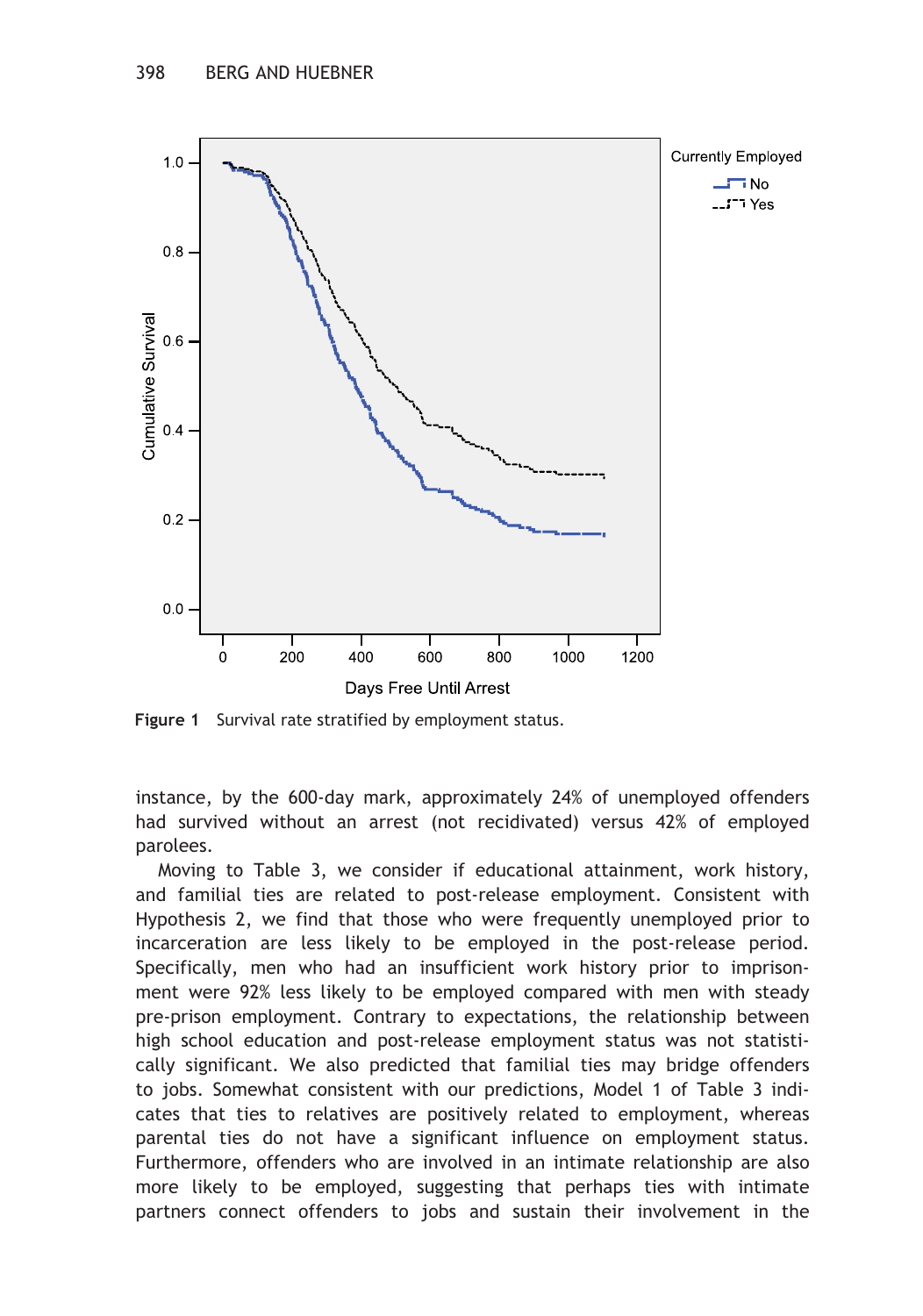Figure 1  Survival rate stratified by employment status.

instance, by the 600-day mark, approximately 24% of unemployed offenders had survived without an arrest (not recidivated) versus 42% of employed parolees.

Moving to Table 3, we consider if educational attainment, work history, and familial ties are related to post-release employment. Consistent with Hypothesis 2, we find that those who were frequently unemployed prior to incarceration are less likely to be employed in the post-release period. Specifically, men who had an insufficient work history prior to imprisonment were 92% less likely to be employed compared with men with steady pre-prison employment. Contrary to expectations, the relationship between high school education and post-release employment status was not statistically significant. We also predicted that familial ties may bridge offenders to jobs. Somewhat consistent with our predictions, Model 1 of Table 3 indicates that ties to relatives are positively related to employment, whereas parental ties do not have a significant influence on employment status. Furthermore, offenders who are involved in an intimate relationship are also more likely to be employed, suggesting that perhaps ties with intimate partners connect offenders to jobs and sustain their involvement in the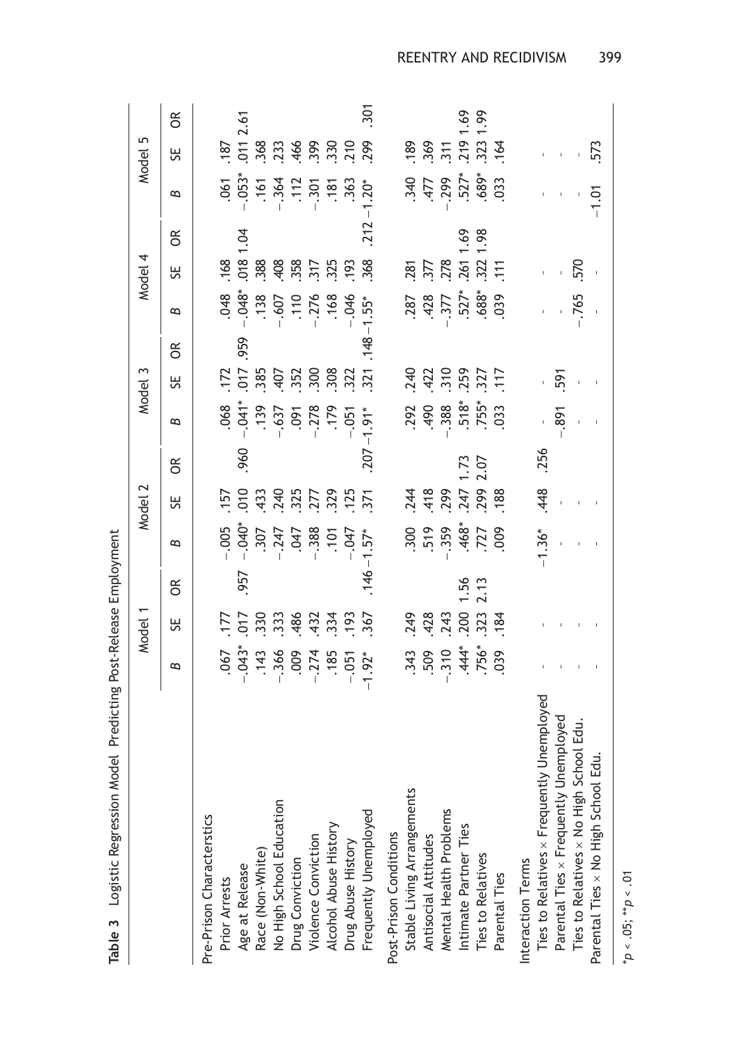**Table 3** Logistic Regression Model Predicting Post-Release Employment

| | Model 1 | | | Model 2 | | | Model 3 | | | Model 4 | | | Model 5 | | |
|---|---|---|---|---|---|---|---|---|---|---|---|---|---|---|---|
| | B | SE | OR | B | SE | OR | B | SE | OR | B | SE | OR | B | SE | OR |
| Pre-Prison Characterstics | | | | | | | | | | | | | | | |
| Prior Arrests | .067 | .177 | | −.005 | .157 | | .068 | .172 | | .048 | .168 | | .061 | .187 | |
| Age at Release | −.043* | .017 | .957 | −.040* | .010 | .960 | −.041* | .017 | .959 | −.048* | .018 | 1.04 | −.053* | .011 | 2.61 |
| Race (Non-White) | .143 | .330 | | .307 | .433 | | .139 | .385 | | .138 | .388 | | .161 | .368 | |
| No High School Education | −.366 | .333 | | −.247 | .240 | | −.637 | .407 | | −.607 | .408 | | −.364 | .233 | |
| Drug Conviction | .009 | .486 | | .047 | .325 | | .091 | .352 | | .110 | .358 | | .112 | .466 | |
| Violence Conviction | −.274 | .432 | | −.388 | .277 | | −.278 | .300 | | −.276 | .317 | | −.301 | .399 | |
| Alcohol Abuse History | .185 | .334 | | .101 | .329 | | .179 | .308 | | .168 | .325 | | .181 | .330 | |
| Drug Abuse History | −.051 | .193 | | −.047 | .125 | | −.051 | .322 | | −.046 | .193 | | .363 | .210 | |
| Frequently Unemployed | −1.92* | .367 | .146 | −1.57* | .371 | .207 | −1.91* | .321 | .148 | −1.55* | .368 | .212 | −1.20* | .299 | .301 |
| Post-Prison Conditions | | | | | | | | | | | | | | | |
| Stable Living Arrangements | .343 | .249 | | .300 | .244 | | .292 | .240 | | .287 | .281 | | .340 | .189 | |
| Antisocial Attitudes | .509 | .428 | | .519 | .418 | | .490 | .422 | | .428 | .377 | | .477 | .369 | |
| Mental Health Problems | −.310 | .243 | | −.359 | .299 | | −.388 | .310 | | −.377 | .278 | | −.299 | .311 | |
| Intimate Partner Ties | .444* | .200 | 1.56 | .468* | .247 | 1.73 | .518* | .259 | | .527* | .261 | 1.69 | .527* | .219 | 1.69 |
| Ties to Relatives | .756* | .323 | 2.13 | .727 | .299 | 2.07 | .755* | .327 | | .688* | .322 | 1.98 | .689* | .323 | 1.99 |
| Parental Ties | .039 | .184 | | .009 | .188 | | .033 | .117 | | .039 | .111 | | .033 | .164 | |
| Interaction Terms | | | | | | | | | | | | | | | |
| Ties to Relatives × Frequently Unemployed | - | - | | −1.36* | .448 | .256 | - | - | | - | - | | - | - | |
| Parental Ties × Frequently Unemployed | - | - | | - | - | | −.891 | .591 | | - | - | | - | - | |
| Ties to Relatives × No High School Edu. | - | - | | - | - | | - | - | | −.765 | .570 | | - | - | |
| Parental Ties × No High School Edu. | - | - | | - | - | | - | - | | - | - | | −1.01 | .573 | |

*$p < .05$; **$p < .01$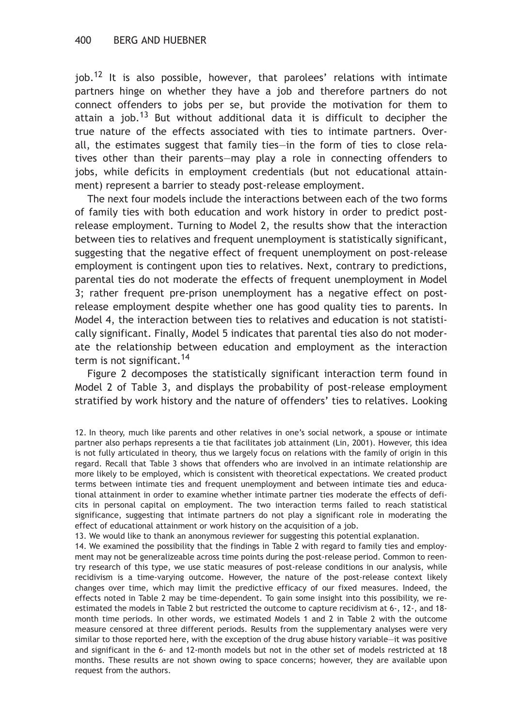job.[12] It is also possible, however, that parolees' relations with intimate partners hinge on whether they have a job and therefore partners do not connect offenders to jobs per se, but provide the motivation for them to attain a job.[13] But without additional data it is difficult to decipher the true nature of the effects associated with ties to intimate partners. Overall, the estimates suggest that family ties—in the form of ties to close relatives other than their parents—may play a role in connecting offenders to jobs, while deficits in employment credentials (but not educational attainment) represent a barrier to steady post-release employment.

The next four models include the interactions between each of the two forms of family ties with both education and work history in order to predict post-release employment. Turning to Model 2, the results show that the interaction between ties to relatives and frequent unemployment is statistically significant, suggesting that the negative effect of frequent unemployment on post-release employment is contingent upon ties to relatives. Next, contrary to predictions, parental ties do not moderate the effects of frequent unemployment in Model 3; rather frequent pre-prison unemployment has a negative effect on post-release employment despite whether one has good quality ties to parents. In Model 4, the interaction between ties to relatives and education is not statistically significant. Finally, Model 5 indicates that parental ties also do not moderate the relationship between education and employment as the interaction term is not significant.[14]

Figure 2 decomposes the statistically significant interaction term found in Model 2 of Table 3, and displays the probability of post-release employment stratified by work history and the nature of offenders' ties to relatives. Looking

12. In theory, much like parents and other relatives in one's social network, a spouse or intimate partner also perhaps represents a tie that facilitates job attainment (Lin, 2001). However, this idea is not fully articulated in theory, thus we largely focus on relations with the family of origin in this regard. Recall that Table 3 shows that offenders who are involved in an intimate relationship are more likely to be employed, which is consistent with theoretical expectations. We created product terms between intimate ties and frequent unemployment and between intimate ties and educational attainment in order to examine whether intimate partner ties moderate the effects of deficits in personal capital on employment. The two interaction terms failed to reach statistical significance, suggesting that intimate partners do not play a significant role in moderating the effect of educational attainment or work history on the acquisition of a job.

13. We would like to thank an anonymous reviewer for suggesting this potential explanation.

14. We examined the possibility that the findings in Table 2 with regard to family ties and employment may not be generalizeable across time points during the post-release period. Common to reentry research of this type, we use static measures of post-release conditions in our analysis, while recidivism is a time-varying outcome. However, the nature of the post-release context likely changes over time, which may limit the predictive efficacy of our fixed measures. Indeed, the effects noted in Table 2 may be time-dependent. To gain some insight into this possibility, we re-estimated the models in Table 2 but restricted the outcome to capture recidivism at 6-, 12-, and 18-month time periods. In other words, we estimated Models 1 and 2 in Table 2 with the outcome measure censored at three different periods. Results from the supplementary analyses were very similar to those reported here, with the exception of the drug abuse history variable—it was positive and significant in the 6- and 12-month models but not in the other set of models restricted at 18 months. These results are not shown owing to space concerns; however, they are available upon request from the authors.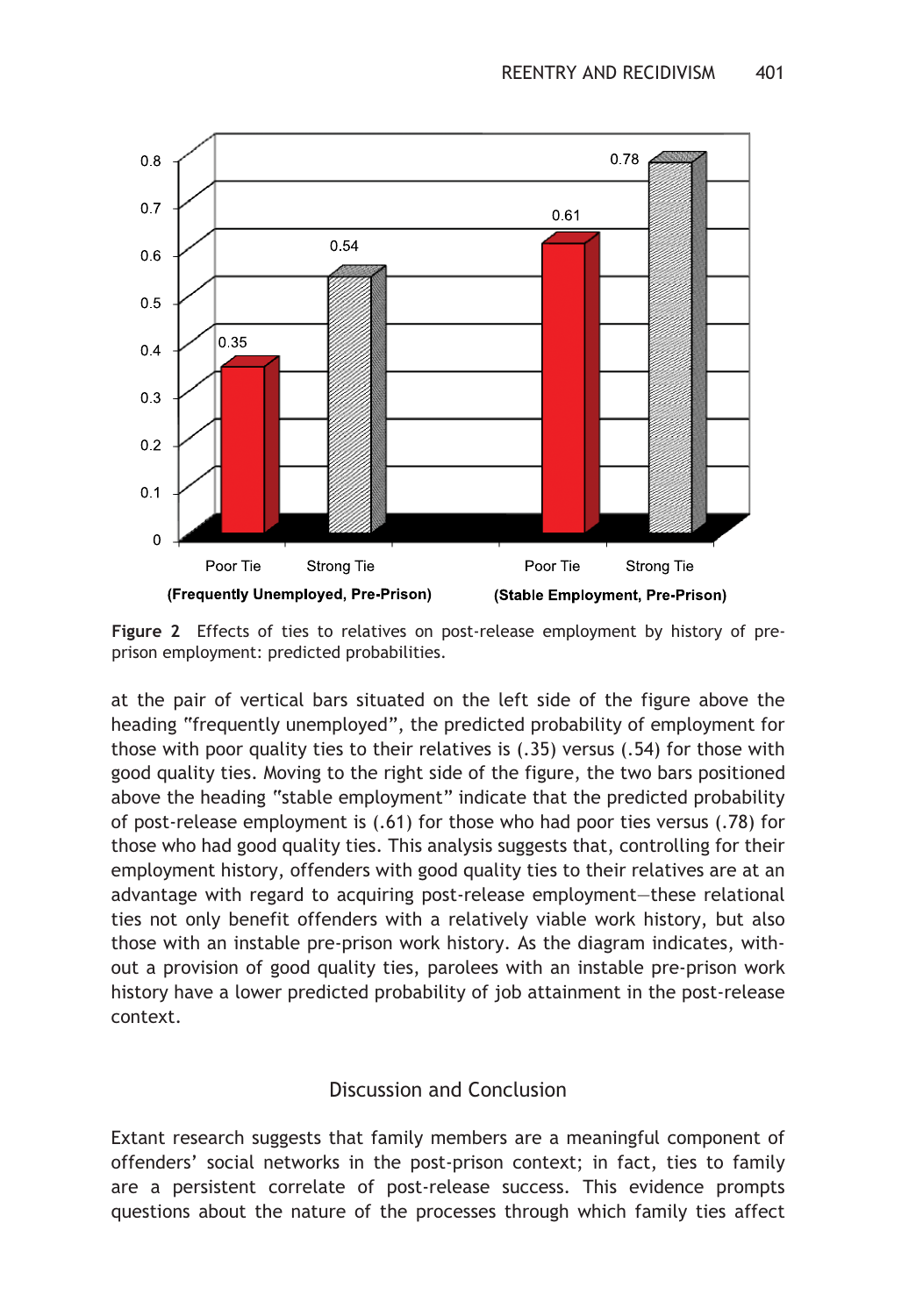Figure 2 Effects of ties to relatives on post-release employment by history of pre-prison employment: predicted probabilities.

at the pair of vertical bars situated on the left side of the figure above the heading "frequently unemployed", the predicted probability of employment for those with poor quality ties to their relatives is (.35) versus (.54) for those with good quality ties. Moving to the right side of the figure, the two bars positioned above the heading "stable employment" indicate that the predicted probability of post-release employment is (.61) for those who had poor ties versus (.78) for those who had good quality ties. This analysis suggests that, controlling for their employment history, offenders with good quality ties to their relatives are at an advantage with regard to acquiring post-release employment—these relational ties not only benefit offenders with a relatively viable work history, but also those with an instable pre-prison work history. As the diagram indicates, without a provision of good quality ties, parolees with an instable pre-prison work history have a lower predicted probability of job attainment in the post-release context.

## Discussion and Conclusion

Extant research suggests that family members are a meaningful component of offenders' social networks in the post-prison context; in fact, ties to family are a persistent correlate of post-release success. This evidence prompts questions about the nature of the processes through which family ties affect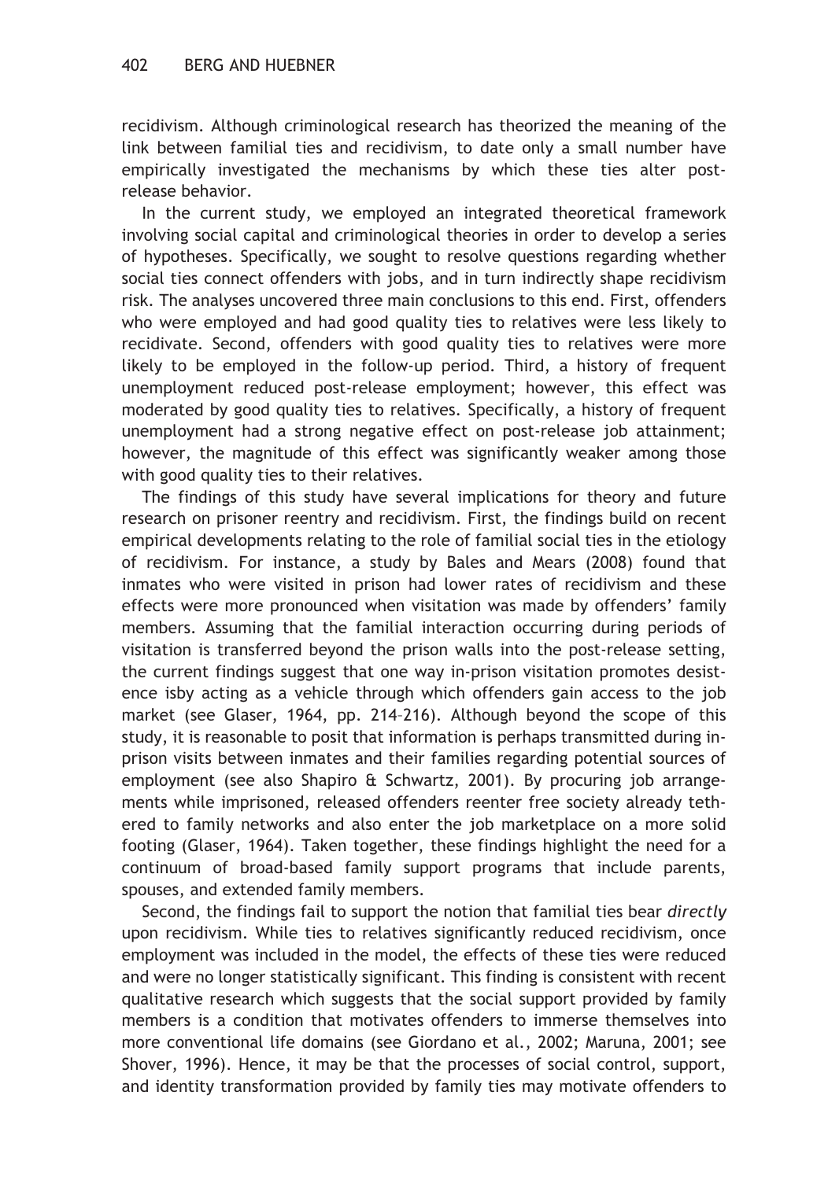recidivism. Although criminological research has theorized the meaning of the link between familial ties and recidivism, to date only a small number have empirically investigated the mechanisms by which these ties alter post-release behavior.

In the current study, we employed an integrated theoretical framework involving social capital and criminological theories in order to develop a series of hypotheses. Specifically, we sought to resolve questions regarding whether social ties connect offenders with jobs, and in turn indirectly shape recidivism risk. The analyses uncovered three main conclusions to this end. First, offenders who were employed and had good quality ties to relatives were less likely to recidivate. Second, offenders with good quality ties to relatives were more likely to be employed in the follow-up period. Third, a history of frequent unemployment reduced post-release employment; however, this effect was moderated by good quality ties to relatives. Specifically, a history of frequent unemployment had a strong negative effect on post-release job attainment; however, the magnitude of this effect was significantly weaker among those with good quality ties to their relatives.

The findings of this study have several implications for theory and future research on prisoner reentry and recidivism. First, the findings build on recent empirical developments relating to the role of familial social ties in the etiology of recidivism. For instance, a study by Bales and Mears (2008) found that inmates who were visited in prison had lower rates of recidivism and these effects were more pronounced when visitation was made by offenders' family members. Assuming that the familial interaction occurring during periods of visitation is transferred beyond the prison walls into the post-release setting, the current findings suggest that one way in-prison visitation promotes desistence isby acting as a vehicle through which offenders gain access to the job market (see Glaser, 1964, pp. 214–216). Although beyond the scope of this study, it is reasonable to posit that information is perhaps transmitted during in-prison visits between inmates and their families regarding potential sources of employment (see also Shapiro & Schwartz, 2001). By procuring job arrangements while imprisoned, released offenders reenter free society already tethered to family networks and also enter the job marketplace on a more solid footing (Glaser, 1964). Taken together, these findings highlight the need for a continuum of broad-based family support programs that include parents, spouses, and extended family members.

Second, the findings fail to support the notion that familial ties bear *directly* upon recidivism. While ties to relatives significantly reduced recidivism, once employment was included in the model, the effects of these ties were reduced and were no longer statistically significant. This finding is consistent with recent qualitative research which suggests that the social support provided by family members is a condition that motivates offenders to immerse themselves into more conventional life domains (see Giordano et al., 2002; Maruna, 2001; see Shover, 1996). Hence, it may be that the processes of social control, support, and identity transformation provided by family ties may motivate offenders to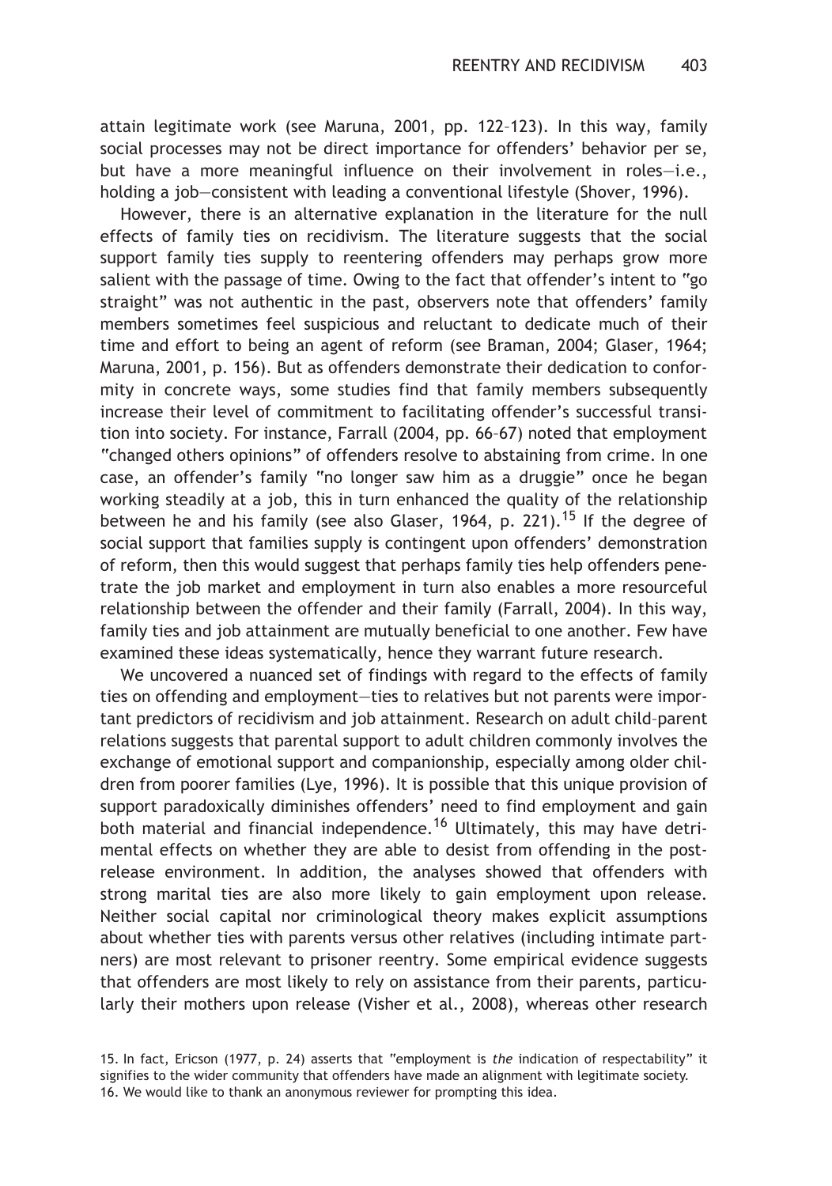attain legitimate work (see Maruna, 2001, pp. 122–123). In this way, family social processes may not be direct importance for offenders' behavior per se, but have a more meaningful influence on their involvement in roles—i.e., holding a job—consistent with leading a conventional lifestyle (Shover, 1996).

However, there is an alternative explanation in the literature for the null effects of family ties on recidivism. The literature suggests that the social support family ties supply to reentering offenders may perhaps grow more salient with the passage of time. Owing to the fact that offender's intent to "go straight" was not authentic in the past, observers note that offenders' family members sometimes feel suspicious and reluctant to dedicate much of their time and effort to being an agent of reform (see Braman, 2004; Glaser, 1964; Maruna, 2001, p. 156). But as offenders demonstrate their dedication to conformity in concrete ways, some studies find that family members subsequently increase their level of commitment to facilitating offender's successful transition into society. For instance, Farrall (2004, pp. 66–67) noted that employment "changed others opinions" of offenders resolve to abstaining from crime. In one case, an offender's family "no longer saw him as a druggie" once he began working steadily at a job, this in turn enhanced the quality of the relationship between he and his family (see also Glaser, 1964, p. 221).[15] If the degree of social support that families supply is contingent upon offenders' demonstration of reform, then this would suggest that perhaps family ties help offenders penetrate the job market and employment in turn also enables a more resourceful relationship between the offender and their family (Farrall, 2004). In this way, family ties and job attainment are mutually beneficial to one another. Few have examined these ideas systematically, hence they warrant future research.

We uncovered a nuanced set of findings with regard to the effects of family ties on offending and employment—ties to relatives but not parents were important predictors of recidivism and job attainment. Research on adult child–parent relations suggests that parental support to adult children commonly involves the exchange of emotional support and companionship, especially among older children from poorer families (Lye, 1996). It is possible that this unique provision of support paradoxically diminishes offenders' need to find employment and gain both material and financial independence.[16] Ultimately, this may have detrimental effects on whether they are able to desist from offending in the post-release environment. In addition, the analyses showed that offenders with strong marital ties are also more likely to gain employment upon release. Neither social capital nor criminological theory makes explicit assumptions about whether ties with parents versus other relatives (including intimate partners) are most relevant to prisoner reentry. Some empirical evidence suggests that offenders are most likely to rely on assistance from their parents, particularly their mothers upon release (Visher et al., 2008), whereas other research

15. In fact, Ericson (1977, p. 24) asserts that "employment is *the* indication of respectability" it signifies to the wider community that offenders have made an alignment with legitimate society.

16. We would like to thank an anonymous reviewer for prompting this idea.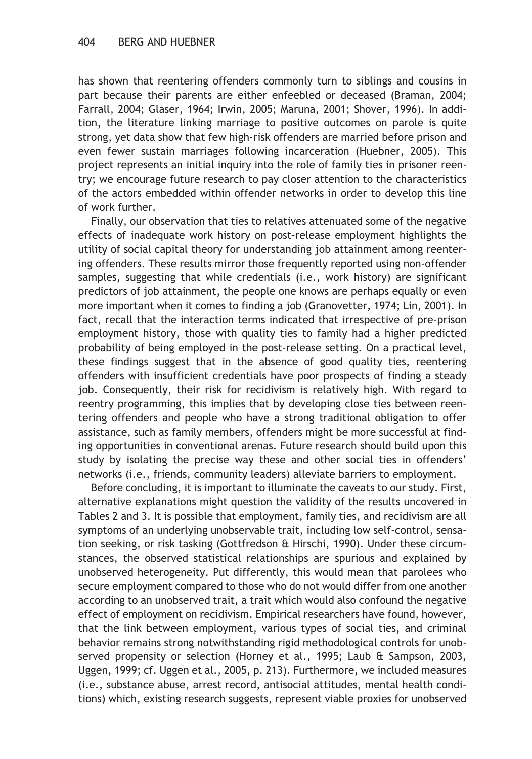has shown that reentering offenders commonly turn to siblings and cousins in part because their parents are either enfeebled or deceased (Braman, 2004; Farrall, 2004; Glaser, 1964; Irwin, 2005; Maruna, 2001; Shover, 1996). In addition, the literature linking marriage to positive outcomes on parole is quite strong, yet data show that few high-risk offenders are married before prison and even fewer sustain marriages following incarceration (Huebner, 2005). This project represents an initial inquiry into the role of family ties in prisoner reentry; we encourage future research to pay closer attention to the characteristics of the actors embedded within offender networks in order to develop this line of work further.

Finally, our observation that ties to relatives attenuated some of the negative effects of inadequate work history on post-release employment highlights the utility of social capital theory for understanding job attainment among reentering offenders. These results mirror those frequently reported using non-offender samples, suggesting that while credentials (i.e., work history) are significant predictors of job attainment, the people one knows are perhaps equally or even more important when it comes to finding a job (Granovetter, 1974; Lin, 2001). In fact, recall that the interaction terms indicated that irrespective of pre-prison employment history, those with quality ties to family had a higher predicted probability of being employed in the post-release setting. On a practical level, these findings suggest that in the absence of good quality ties, reentering offenders with insufficient credentials have poor prospects of finding a steady job. Consequently, their risk for recidivism is relatively high. With regard to reentry programming, this implies that by developing close ties between reentering offenders and people who have a strong traditional obligation to offer assistance, such as family members, offenders might be more successful at finding opportunities in conventional arenas. Future research should build upon this study by isolating the precise way these and other social ties in offenders' networks (i.e., friends, community leaders) alleviate barriers to employment.

Before concluding, it is important to illuminate the caveats to our study. First, alternative explanations might question the validity of the results uncovered in Tables 2 and 3. It is possible that employment, family ties, and recidivism are all symptoms of an underlying unobservable trait, including low self-control, sensation seeking, or risk tasking (Gottfredson & Hirschi, 1990). Under these circumstances, the observed statistical relationships are spurious and explained by unobserved heterogeneity. Put differently, this would mean that parolees who secure employment compared to those who do not would differ from one another according to an unobserved trait, a trait which would also confound the negative effect of employment on recidivism. Empirical researchers have found, however, that the link between employment, various types of social ties, and criminal behavior remains strong notwithstanding rigid methodological controls for unobserved propensity or selection (Horney et al., 1995; Laub & Sampson, 2003, Uggen, 1999; cf. Uggen et al., 2005, p. 213). Furthermore, we included measures (i.e., substance abuse, arrest record, antisocial attitudes, mental health conditions) which, existing research suggests, represent viable proxies for unobserved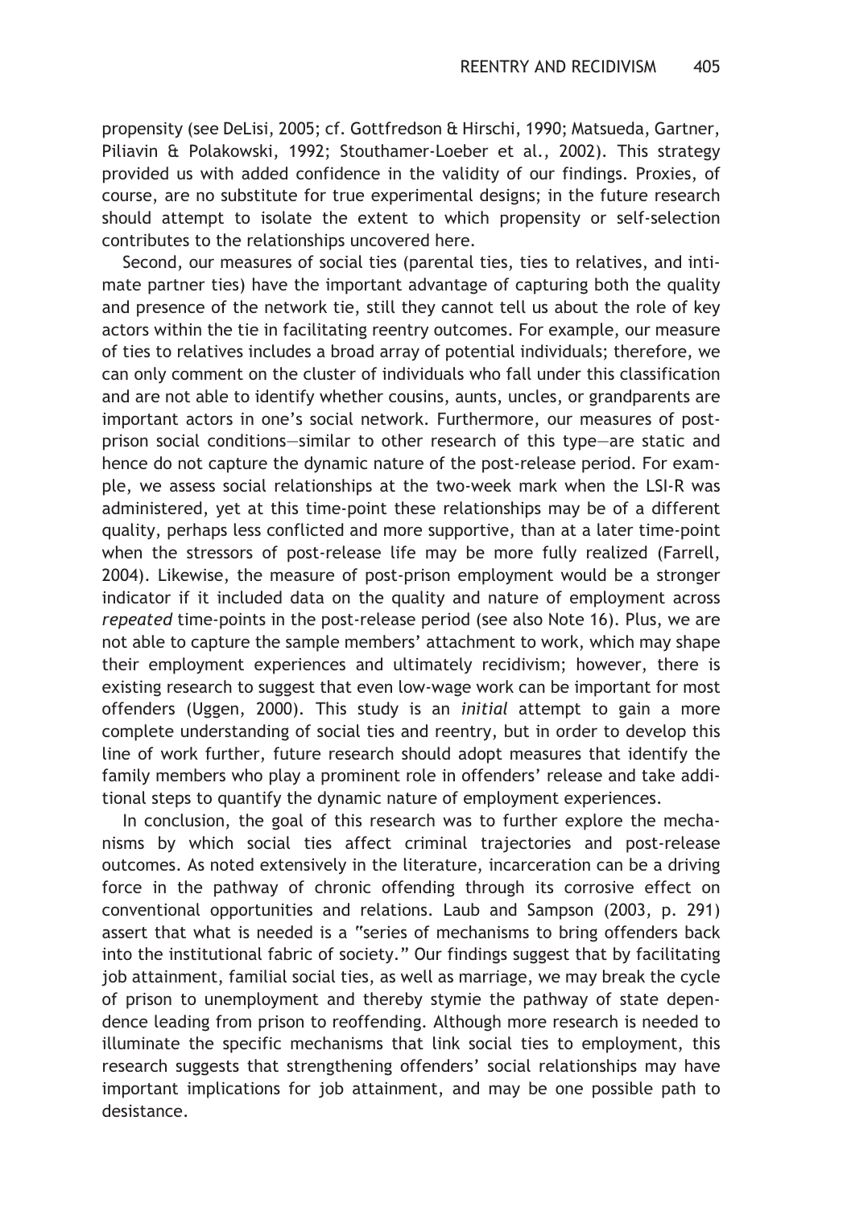propensity (see DeLisi, 2005; cf. Gottfredson & Hirschi, 1990; Matsueda, Gartner, Piliavin & Polakowski, 1992; Stouthamer-Loeber et al., 2002). This strategy provided us with added confidence in the validity of our findings. Proxies, of course, are no substitute for true experimental designs; in the future research should attempt to isolate the extent to which propensity or self-selection contributes to the relationships uncovered here.

Second, our measures of social ties (parental ties, ties to relatives, and intimate partner ties) have the important advantage of capturing both the quality and presence of the network tie, still they cannot tell us about the role of key actors within the tie in facilitating reentry outcomes. For example, our measure of ties to relatives includes a broad array of potential individuals; therefore, we can only comment on the cluster of individuals who fall under this classification and are not able to identify whether cousins, aunts, uncles, or grandparents are important actors in one's social network. Furthermore, our measures of post-prison social conditions—similar to other research of this type—are static and hence do not capture the dynamic nature of the post-release period. For example, we assess social relationships at the two-week mark when the LSI-R was administered, yet at this time-point these relationships may be of a different quality, perhaps less conflicted and more supportive, than at a later time-point when the stressors of post-release life may be more fully realized (Farrell, 2004). Likewise, the measure of post-prison employment would be a stronger indicator if it included data on the quality and nature of employment across *repeated* time-points in the post-release period (see also Note 16). Plus, we are not able to capture the sample members' attachment to work, which may shape their employment experiences and ultimately recidivism; however, there is existing research to suggest that even low-wage work can be important for most offenders (Uggen, 2000). This study is an *initial* attempt to gain a more complete understanding of social ties and reentry, but in order to develop this line of work further, future research should adopt measures that identify the family members who play a prominent role in offenders' release and take additional steps to quantify the dynamic nature of employment experiences.

In conclusion, the goal of this research was to further explore the mechanisms by which social ties affect criminal trajectories and post-release outcomes. As noted extensively in the literature, incarceration can be a driving force in the pathway of chronic offending through its corrosive effect on conventional opportunities and relations. Laub and Sampson (2003, p. 291) assert that what is needed is a "series of mechanisms to bring offenders back into the institutional fabric of society." Our findings suggest that by facilitating job attainment, familial social ties, as well as marriage, we may break the cycle of prison to unemployment and thereby stymie the pathway of state dependence leading from prison to reoffending. Although more research is needed to illuminate the specific mechanisms that link social ties to employment, this research suggests that strengthening offenders' social relationships may have important implications for job attainment, and may be one possible path to desistance.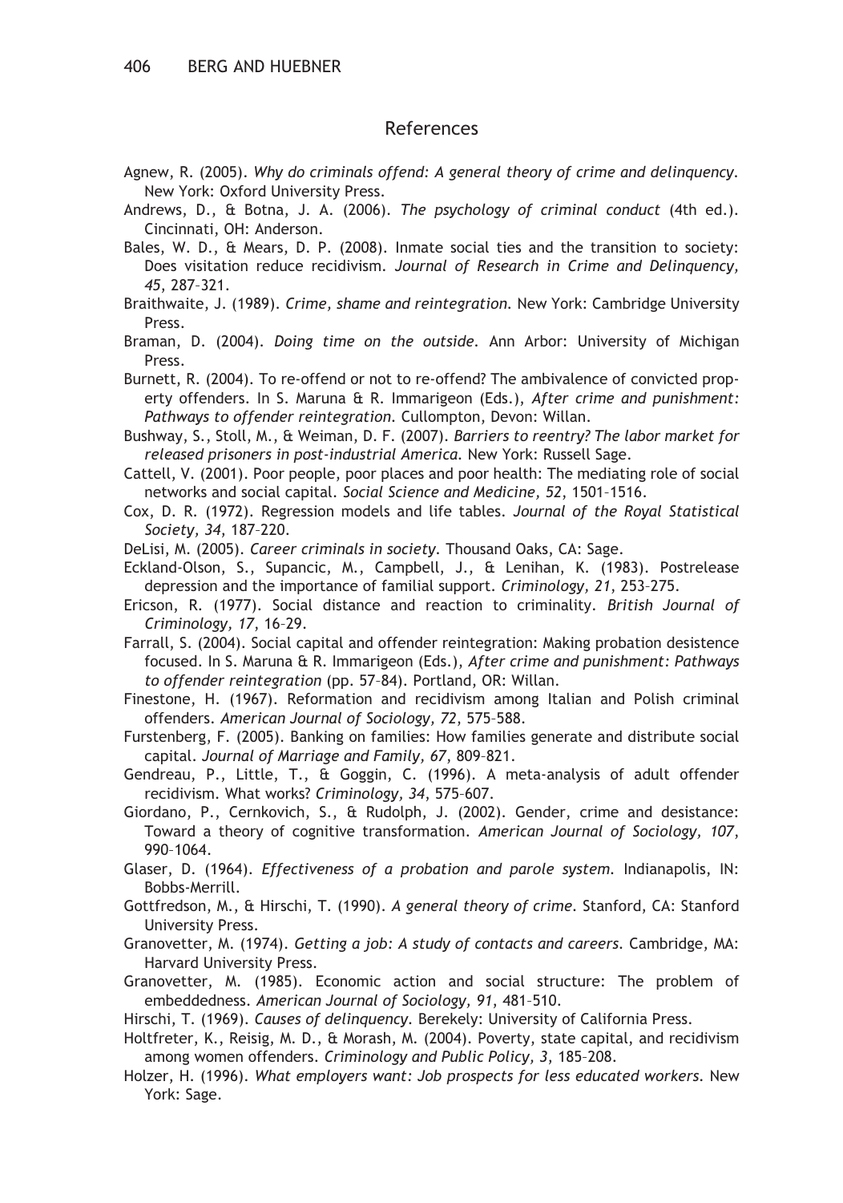## References

Agnew, R. (2005). *Why do criminals offend: A general theory of crime and delinquency*. New York: Oxford University Press.

Andrews, D., & Botna, J. A. (2006). *The psychology of criminal conduct* (4th ed.). Cincinnati, OH: Anderson.

Bales, W. D., & Mears, D. P. (2008). Inmate social ties and the transition to society: Does visitation reduce recidivism. *Journal of Research in Crime and Delinquency, 45*, 287–321.

Braithwaite, J. (1989). *Crime, shame and reintegration*. New York: Cambridge University Press.

Braman, D. (2004). *Doing time on the outside*. Ann Arbor: University of Michigan Press.

Burnett, R. (2004). To re-offend or not to re-offend? The ambivalence of convicted property offenders. In S. Maruna & R. Immarigeon (Eds.), *After crime and punishment: Pathways to offender reintegration*. Cullompton, Devon: Willan.

Bushway, S., Stoll, M., & Weiman, D. F. (2007). *Barriers to reentry? The labor market for released prisoners in post-industrial America*. New York: Russell Sage.

Cattell, V. (2001). Poor people, poor places and poor health: The mediating role of social networks and social capital. *Social Science and Medicine, 52*, 1501–1516.

Cox, D. R. (1972). Regression models and life tables. *Journal of the Royal Statistical Society, 34*, 187–220.

DeLisi, M. (2005). *Career criminals in society*. Thousand Oaks, CA: Sage.

Eckland-Olson, S., Supancic, M., Campbell, J., & Lenihan, K. (1983). Postrelease depression and the importance of familial support. *Criminology, 21*, 253–275.

Ericson, R. (1977). Social distance and reaction to criminality. *British Journal of Criminology, 17*, 16–29.

Farrall, S. (2004). Social capital and offender reintegration: Making probation desistence focused. In S. Maruna & R. Immarigeon (Eds.), *After crime and punishment: Pathways to offender reintegration* (pp. 57–84). Portland, OR: Willan.

Finestone, H. (1967). Reformation and recidivism among Italian and Polish criminal offenders. *American Journal of Sociology, 72*, 575–588.

Furstenberg, F. (2005). Banking on families: How families generate and distribute social capital. *Journal of Marriage and Family, 67*, 809–821.

Gendreau, P., Little, T., & Goggin, C. (1996). A meta-analysis of adult offender recidivism. What works? *Criminology, 34*, 575–607.

Giordano, P., Cernkovich, S., & Rudolph, J. (2002). Gender, crime and desistance: Toward a theory of cognitive transformation. *American Journal of Sociology, 107*, 990–1064.

Glaser, D. (1964). *Effectiveness of a probation and parole system*. Indianapolis, IN: Bobbs-Merrill.

Gottfredson, M., & Hirschi, T. (1990). *A general theory of crime*. Stanford, CA: Stanford University Press.

Granovetter, M. (1974). *Getting a job: A study of contacts and careers*. Cambridge, MA: Harvard University Press.

Granovetter, M. (1985). Economic action and social structure: The problem of embeddedness. *American Journal of Sociology, 91*, 481–510.

Hirschi, T. (1969). *Causes of delinquency*. Berekely: University of California Press.

Holtfreter, K., Reisig, M. D., & Morash, M. (2004). Poverty, state capital, and recidivism among women offenders. *Criminology and Public Policy, 3*, 185–208.

Holzer, H. (1996). *What employers want: Job prospects for less educated workers*. New York: Sage.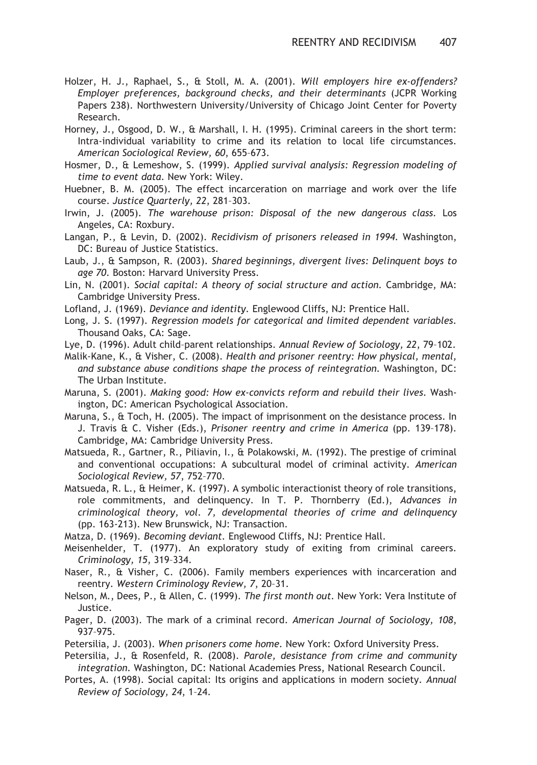Holzer, H. J., Raphael, S., & Stoll, M. A. (2001). *Will employers hire ex-offenders? Employer preferences, background checks, and their determinants* (JCPR Working Papers 238). Northwestern University/University of Chicago Joint Center for Poverty Research.

Horney, J., Osgood, D. W., & Marshall, I. H. (1995). Criminal careers in the short term: Intra-individual variability to crime and its relation to local life circumstances. *American Sociological Review, 60*, 655–673.

Hosmer, D., & Lemeshow, S. (1999). *Applied survival analysis: Regression modeling of time to event data.* New York: Wiley.

Huebner, B. M. (2005). The effect incarceration on marriage and work over the life course. *Justice Quarterly, 22*, 281–303.

Irwin, J. (2005). *The warehouse prison: Disposal of the new dangerous class.* Los Angeles, CA: Roxbury.

Langan, P., & Levin, D. (2002). *Recidivism of prisoners released in 1994.* Washington, DC: Bureau of Justice Statistics.

Laub, J., & Sampson, R. (2003). *Shared beginnings, divergent lives: Delinquent boys to age 70.* Boston: Harvard University Press.

Lin, N. (2001). *Social capital: A theory of social structure and action.* Cambridge, MA: Cambridge University Press.

Lofland, J. (1969). *Deviance and identity.* Englewood Cliffs, NJ: Prentice Hall.

Long, J. S. (1997). *Regression models for categorical and limited dependent variables.* Thousand Oaks, CA: Sage.

Lye, D. (1996). Adult child–parent relationships. *Annual Review of Sociology, 22*, 79–102.

Malik-Kane, K., & Visher, C. (2008). *Health and prisoner reentry: How physical, mental, and substance abuse conditions shape the process of reintegration.* Washington, DC: The Urban Institute.

Maruna, S. (2001). *Making good: How ex-convicts reform and rebuild their lives.* Washington, DC: American Psychological Association.

Maruna, S., & Toch, H. (2005). The impact of imprisonment on the desistance process. In J. Travis & C. Visher (Eds.), *Prisoner reentry and crime in America* (pp. 139–178). Cambridge, MA: Cambridge University Press.

Matsueda, R., Gartner, R., Piliavin, I., & Polakowski, M. (1992). The prestige of criminal and conventional occupations: A subcultural model of criminal activity. *American Sociological Review, 57*, 752–770.

Matsueda, R. L., & Heimer, K. (1997). A symbolic interactionist theory of role transitions, role commitments, and delinquency. In T. P. Thornberry (Ed.), *Advances in criminological theory, vol. 7, developmental theories of crime and delinquency* (pp. 163-213). New Brunswick, NJ: Transaction.

Matza, D. (1969). *Becoming deviant.* Englewood Cliffs, NJ: Prentice Hall.

Meisenhelder, T. (1977). An exploratory study of exiting from criminal careers. *Criminology, 15*, 319–334.

Naser, R., & Visher, C. (2006). Family members experiences with incarceration and reentry. *Western Criminology Review, 7*, 20–31.

Nelson, M., Dees, P., & Allen, C. (1999). *The first month out.* New York: Vera Institute of Justice.

Pager, D. (2003). The mark of a criminal record. *American Journal of Sociology, 108*, 937–975.

Petersilia, J. (2003). *When prisoners come home.* New York: Oxford University Press.

Petersilia, J., & Rosenfeld, R. (2008). *Parole, desistance from crime and community integration.* Washington, DC: National Academies Press, National Research Council.

Portes, A. (1998). Social capital: Its origins and applications in modern society. *Annual Review of Sociology, 24*, 1–24.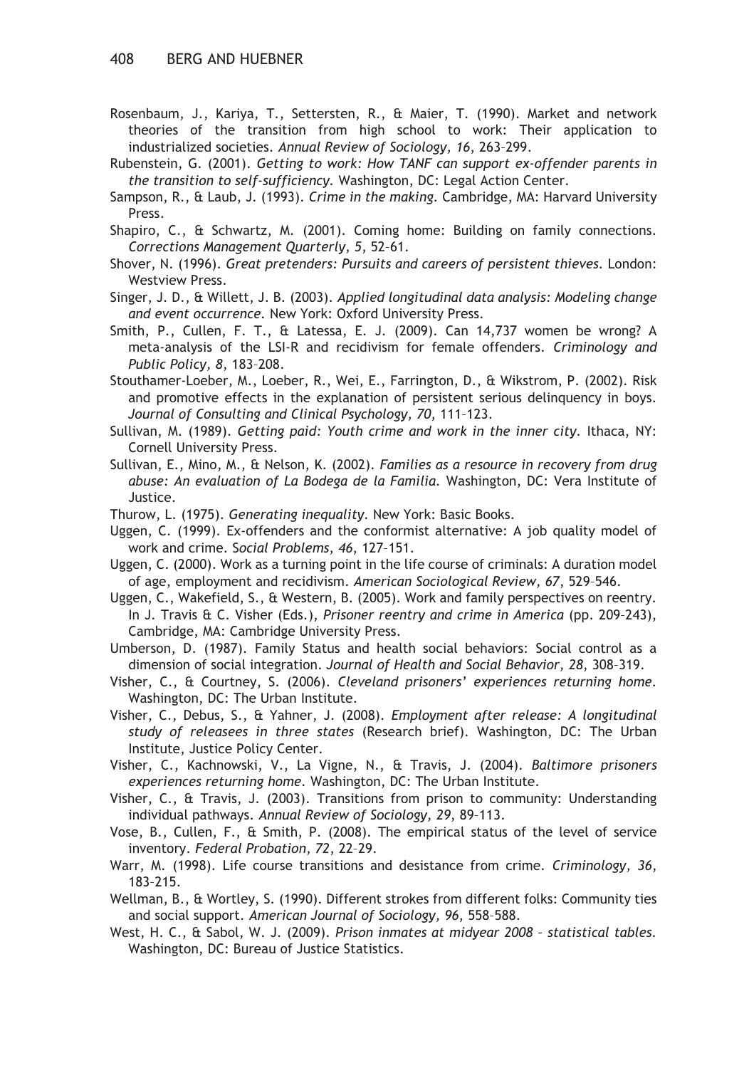Rosenbaum, J., Kariya, T., Settersten, R., & Maier, T. (1990). Market and network theories of the transition from high school to work: Their application to industrialized societies. *Annual Review of Sociology, 16*, 263–299.

Rubenstein, G. (2001). *Getting to work: How TANF can support ex-offender parents in the transition to self-sufficiency.* Washington, DC: Legal Action Center.

Sampson, R., & Laub, J. (1993). *Crime in the making.* Cambridge, MA: Harvard University Press.

Shapiro, C., & Schwartz, M. (2001). Coming home: Building on family connections. *Corrections Management Quarterly, 5*, 52–61.

Shover, N. (1996). *Great pretenders: Pursuits and careers of persistent thieves.* London: Westview Press.

Singer, J. D., & Willett, J. B. (2003). *Applied longitudinal data analysis: Modeling change and event occurrence.* New York: Oxford University Press.

Smith, P., Cullen, F. T., & Latessa, E. J. (2009). Can 14,737 women be wrong? A meta-analysis of the LSI-R and recidivism for female offenders. *Criminology and Public Policy, 8*, 183–208.

Stouthamer-Loeber, M., Loeber, R., Wei, E., Farrington, D., & Wikstrom, P. (2002). Risk and promotive effects in the explanation of persistent serious delinquency in boys. *Journal of Consulting and Clinical Psychology, 70*, 111–123.

Sullivan, M. (1989). *Getting paid: Youth crime and work in the inner city.* Ithaca, NY: Cornell University Press.

Sullivan, E., Mino, M., & Nelson, K. (2002). *Families as a resource in recovery from drug abuse: An evaluation of La Bodega de la Familia.* Washington, DC: Vera Institute of Justice.

Thurow, L. (1975). *Generating inequality.* New York: Basic Books.

Uggen, C. (1999). Ex-offenders and the conformist alternative: A job quality model of work and crime. *Social Problems, 46*, 127–151.

Uggen, C. (2000). Work as a turning point in the life course of criminals: A duration model of age, employment and recidivism. *American Sociological Review, 67*, 529–546.

Uggen, C., Wakefield, S., & Western, B. (2005). Work and family perspectives on reentry. In J. Travis & C. Visher (Eds.), *Prisoner reentry and crime in America* (pp. 209–243), Cambridge, MA: Cambridge University Press.

Umberson, D. (1987). Family Status and health social behaviors: Social control as a dimension of social integration. *Journal of Health and Social Behavior, 28*, 308–319.

Visher, C., & Courtney, S. (2006). *Cleveland prisoners' experiences returning home.* Washington, DC: The Urban Institute.

Visher, C., Debus, S., & Yahner, J. (2008). *Employment after release: A longitudinal study of releasees in three states* (Research brief). Washington, DC: The Urban Institute, Justice Policy Center.

Visher, C., Kachnowski, V., La Vigne, N., & Travis, J. (2004). *Baltimore prisoners experiences returning home.* Washington, DC: The Urban Institute.

Visher, C., & Travis, J. (2003). Transitions from prison to community: Understanding individual pathways. *Annual Review of Sociology, 29*, 89–113.

Vose, B., Cullen, F., & Smith, P. (2008). The empirical status of the level of service inventory. *Federal Probation, 72*, 22–29.

Warr, M. (1998). Life course transitions and desistance from crime. *Criminology, 36*, 183–215.

Wellman, B., & Wortley, S. (1990). Different strokes from different folks: Community ties and social support. *American Journal of Sociology, 96*, 558–588.

West, H. C., & Sabol, W. J. (2009). *Prison inmates at midyear 2008 – statistical tables.* Washington, DC: Bureau of Justice Statistics.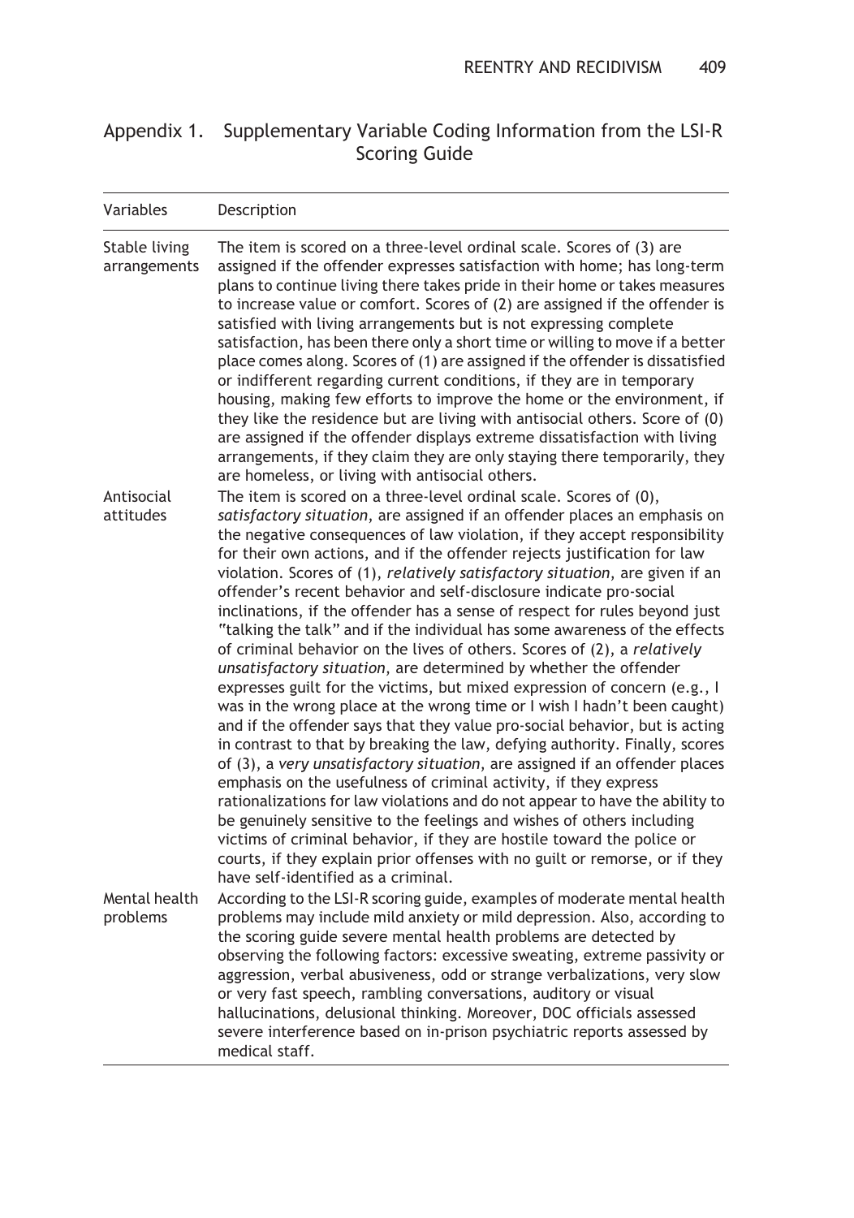## Appendix 1. Supplementary Variable Coding Information from the LSI-R Scoring Guide

| Variables | Description |
| --- | --- |
| Stable living arrangements | The item is scored on a three-level ordinal scale. Scores of (3) are assigned if the offender expresses satisfaction with home; has long-term plans to continue living there takes pride in their home or takes measures to increase value or comfort. Scores of (2) are assigned if the offender is satisfied with living arrangements but is not expressing complete satisfaction, has been there only a short time or willing to move if a better place comes along. Scores of (1) are assigned if the offender is dissatisfied or indifferent regarding current conditions, if they are in temporary housing, making few efforts to improve the home or the environment, if they like the residence but are living with antisocial others. Score of (0) are assigned if the offender displays extreme dissatisfaction with living arrangements, if they claim they are only staying there temporarily, they are homeless, or living with antisocial others. |
| Antisocial attitudes | The item is scored on a three-level ordinal scale. Scores of (0), *satisfactory situation*, are assigned if an offender places an emphasis on the negative consequences of law violation, if they accept responsibility for their own actions, and if the offender rejects justification for law violation. Scores of (1), *relatively satisfactory situation*, are given if an offender's recent behavior and self-disclosure indicate pro-social inclinations, if the offender has a sense of respect for rules beyond just "talking the talk" and if the individual has some awareness of the effects of criminal behavior on the lives of others. Scores of (2), a *relatively unsatisfactory situation*, are determined by whether the offender expresses guilt for the victims, but mixed expression of concern (e.g., I was in the wrong place at the wrong time or I wish I hadn't been caught) and if the offender says that they value pro-social behavior, but is acting in contrast to that by breaking the law, defying authority. Finally, scores of (3), a *very unsatisfactory situation*, are assigned if an offender places emphasis on the usefulness of criminal activity, if they express rationalizations for law violations and do not appear to have the ability to be genuinely sensitive to the feelings and wishes of others including victims of criminal behavior, if they are hostile toward the police or courts, if they explain prior offenses with no guilt or remorse, or if they have self-identified as a criminal. |
| Mental health problems | According to the LSI-R scoring guide, examples of moderate mental health problems may include mild anxiety or mild depression. Also, according to the scoring guide severe mental health problems are detected by observing the following factors: excessive sweating, extreme passivity or aggression, verbal abusiveness, odd or strange verbalizations, very slow or very fast speech, rambling conversations, auditory or visual hallucinations, delusional thinking. Moreover, DOC officials assessed severe interference based on in-prison psychiatric reports assessed by medical staff. |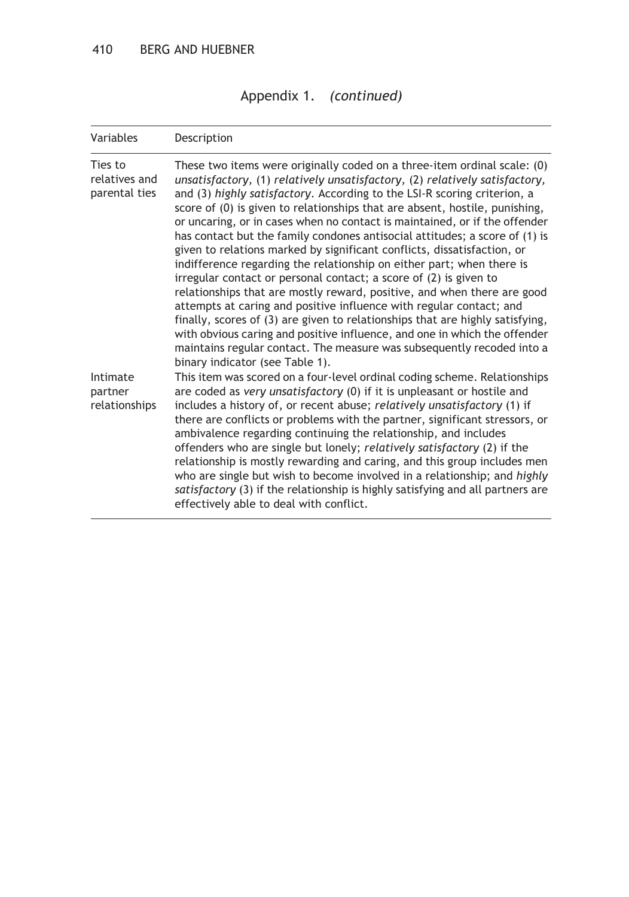Appendix 1. *(continued)*

| Variables | Description |
|---|---|
| Ties to relatives and parental ties | These two items were originally coded on a three-item ordinal scale: (0) *unsatisfactory,* (1) *relatively unsatisfactory,* (2) *relatively satisfactory,* and (3) *highly satisfactory.* According to the LSI-R scoring criterion, a score of (0) is given to relationships that are absent, hostile, punishing, or uncaring, or in cases when no contact is maintained, or if the offender has contact but the family condones antisocial attitudes; a score of (1) is given to relations marked by significant conflicts, dissatisfaction, or indifference regarding the relationship on either part; when there is irregular contact or personal contact; a score of (2) is given to relationships that are mostly reward, positive, and when there are good attempts at caring and positive influence with regular contact; and finally, scores of (3) are given to relationships that are highly satisfying, with obvious caring and positive influence, and one in which the offender maintains regular contact. The measure was subsequently recoded into a binary indicator (see Table 1). |
| Intimate partner relationships | This item was scored on a four-level ordinal coding scheme. Relationships are coded as *very unsatisfactory* (0) if it is unpleasant or hostile and includes a history of, or recent abuse; *relatively unsatisfactory* (1) if there are conflicts or problems with the partner, significant stressors, or ambivalence regarding continuing the relationship, and includes offenders who are single but lonely; *relatively satisfactory* (2) if the relationship is mostly rewarding and caring, and this group includes men who are single but wish to become involved in a relationship; and *highly satisfactory* (3) if the relationship is highly satisfying and all partners are effectively able to deal with conflict. |